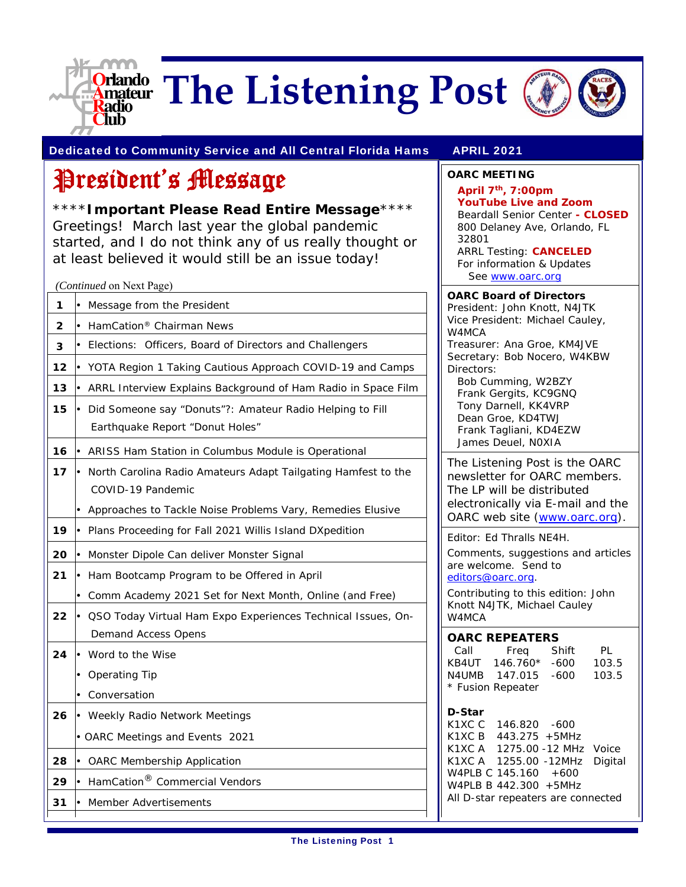# The Listening Post

**Dedicated to Community Service and All Central Florida Hams** — **APRIL 2021**

## President's Message

****Important Please Read Entire Message****
Greetings! March last year the global pandemic started, and I do not think any of us really thought or at least believed it would still be an issue today!

*(Continued* on Next Page)

| | |
|---|---|
| **1** | • Message from the President |
| **2** | • HamCation® Chairman News |
| **3** | • Elections: Officers, Board of Directors and Challengers |
| **12** | • YOTA Region 1 Taking Cautious Approach COVID-19 and Camps |
| **13** | • ARRL Interview Explains Background of Ham Radio in Space Film |
| **15** | • Did Someone say "Donuts"?: Amateur Radio Helping to Fill Earthquake Report "Donut Holes" |
| **16** | • ARISS Ham Station in Columbus Module is Operational |
| **17** | • North Carolina Radio Amateurs Adapt Tailgating Hamfest to the COVID-19 Pandemic<br>• Approaches to Tackle Noise Problems Vary, Remedies Elusive |
| **19** | • Plans Proceeding for Fall 2021 Willis Island DXpedition |
| **20** | • Monster Dipole Can deliver Monster Signal |
| **21** | • Ham Bootcamp Program to be Offered in April<br>• Comm Academy 2021 Set for Next Month, Online (and Free) |
| **22** | • QSO Today Virtual Ham Expo Experiences Technical Issues, On-Demand Access Opens |
| **24** | • Word to the Wise<br>• Operating Tip<br>• Conversation |
| **26** | • Weekly Radio Network Meetings<br>• OARC Meetings and Events 2021 |
| **28** | • OARC Membership Application |
| **29** | • HamCation® Commercial Vendors |
| **31** | • Member Advertisements |

**OARC MEETING**

**April 7th, 7:00pm**
**YouTube Live and Zoom**
Beardall Senior Center **- CLOSED**
800 Delaney Ave, Orlando, FL 32801
ARRL Testing: **CANCELED**
For information & Updates
See www.oarc.org

**OARC Board of Directors**
President: John Knott, N4JTK
Vice President: Michael Cauley, W4MCA
Treasurer: Ana Groe, KM4JVE
Secretary: Bob Nocero, W4KBW
Directors:
Bob Cumming, W2BZY
Frank Gergits, KC9GNQ
Tony Darnell, KK4VRP
Dean Groe, KD4TWJ
Frank Tagliani, KD4EZW
James Deuel, N0XIA

The Listening Post is the OARC newsletter for OARC members. The LP will be distributed electronically via E-mail and the OARC web site (www.oarc.org).

Editor: Ed Thralls NE4H.
Comments, suggestions and articles are welcome. Send to editors@oarc.org.
Contributing to this edition: John Knott N4JTK, Michael Cauley W4MCA

**OARC REPEATERS**

| Call | Freq | Shift | PL |
|---|---|---|---|
| KB4UT | 146.760* | -600 | 103.5 |
| N4UMB | 147.015 | -600 | 103.5 |

\* Fusion Repeater

**D-Star**

| | | | |
|---|---|---|---|
| K1XC C | 146.820 | -600 | |
| K1XC B | 443.275 | +5MHz | |
| K1XC A | 1275.00 | -12 MHz | Voice |
| K1XC A | 1255.00 | -12MHz | Digital |
| W4PLB C | 145.160 | +600 | |
| W4PLB B | 442.300 | +5MHz | |

All D-star repeaters are connected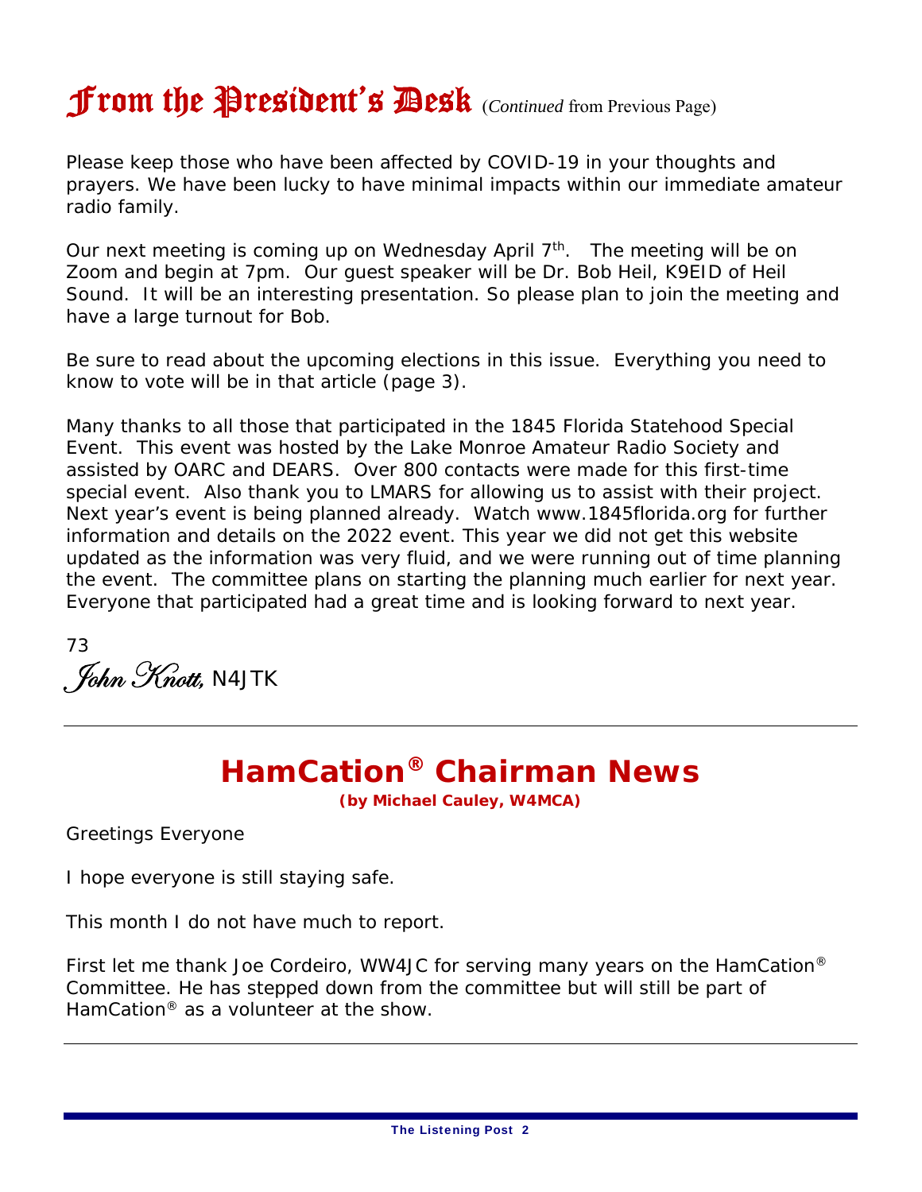# From the President's Desk (*Continued* from Previous Page)

Please keep those who have been affected by COVID-19 in your thoughts and prayers. We have been lucky to have minimal impacts within our immediate amateur radio family.

Our next meeting is coming up on Wednesday April 7th. The meeting will be on Zoom and begin at 7pm. Our guest speaker will be Dr. Bob Heil, K9EID of Heil Sound. It will be an interesting presentation. So please plan to join the meeting and have a large turnout for Bob.

Be sure to read about the upcoming elections in this issue. Everything you need to know to vote will be in that article (page 3).

Many thanks to all those that participated in the 1845 Florida Statehood Special Event. This event was hosted by the Lake Monroe Amateur Radio Society and assisted by OARC and DEARS. Over 800 contacts were made for this first-time special event. Also thank you to LMARS for allowing us to assist with their project. Next year's event is being planned already. Watch www.1845florida.org for further information and details on the 2022 event. This year we did not get this website updated as the information was very fluid, and we were running out of time planning the event. The committee plans on starting the planning much earlier for next year. Everyone that participated had a great time and is looking forward to next year.

73

*John Knott*, N4JTK

---

## HamCation® Chairman News

**(by Michael Cauley, W4MCA)**

Greetings Everyone

I hope everyone is still staying safe.

This month I do not have much to report.

First let me thank Joe Cordeiro, WW4JC for serving many years on the HamCation® Committee. He has stepped down from the committee but will still be part of HamCation® as a volunteer at the show.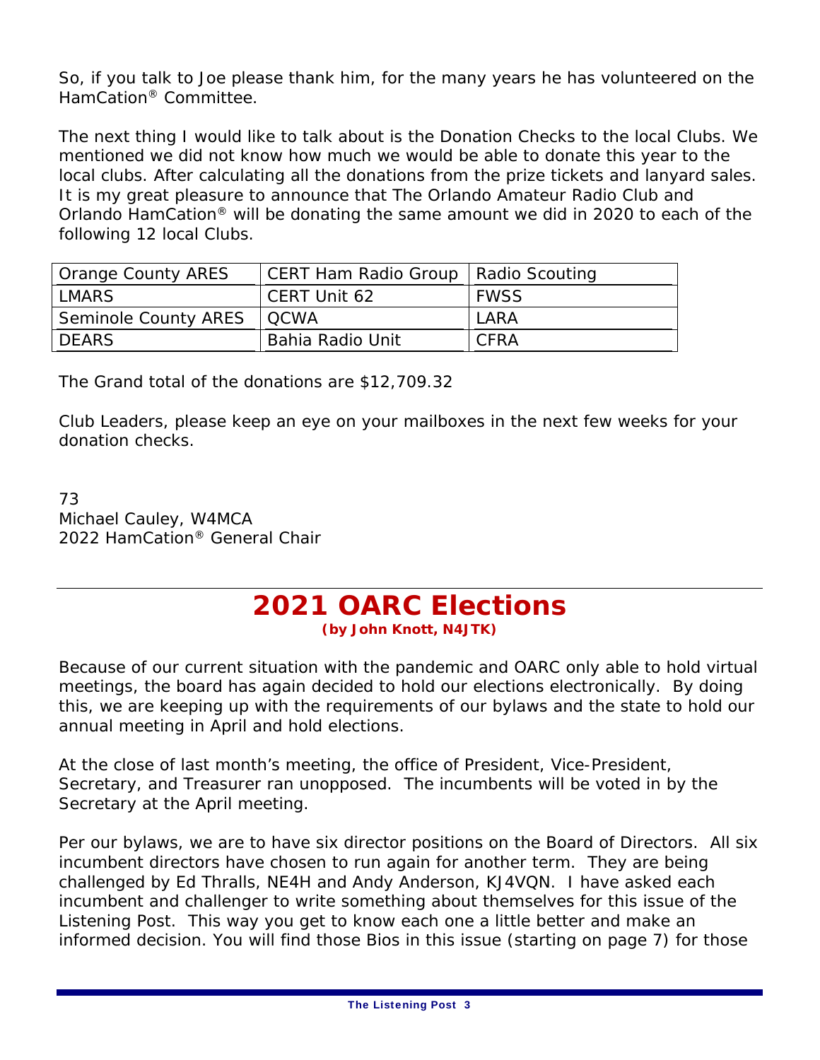So, if you talk to Joe please thank him, for the many years he has volunteered on the HamCation® Committee.

The next thing I would like to talk about is the Donation Checks to the local Clubs. We mentioned we did not know how much we would be able to donate this year to the local clubs. After calculating all the donations from the prize tickets and lanyard sales. It is my great pleasure to announce that The Orlando Amateur Radio Club and Orlando HamCation® will be donating the same amount we did in 2020 to each of the following 12 local Clubs.

| | | |
|---|---|---|
| Orange County ARES | CERT Ham Radio Group | Radio Scouting |
| LMARS | CERT Unit 62 | FWSS |
| Seminole County ARES | QCWA | LARA |
| DEARS | Bahia Radio Unit | CFRA |

The Grand total of the donations are $12,709.32

Club Leaders, please keep an eye on your mailboxes in the next few weeks for your donation checks.

73
Michael Cauley, W4MCA
2022 HamCation® General Chair

---

# 2021 OARC Elections

**(by John Knott, N4JTK)**

Because of our current situation with the pandemic and OARC only able to hold virtual meetings, the board has again decided to hold our elections electronically. By doing this, we are keeping up with the requirements of our bylaws and the state to hold our annual meeting in April and hold elections.

At the close of last month's meeting, the office of President, Vice-President, Secretary, and Treasurer ran unopposed. The incumbents will be voted in by the Secretary at the April meeting.

Per our bylaws, we are to have six director positions on the Board of Directors. All six incumbent directors have chosen to run again for another term. They are being challenged by Ed Thralls, NE4H and Andy Anderson, KJ4VQN. I have asked each incumbent and challenger to write something about themselves for this issue of the Listening Post. This way you get to know each one a little better and make an informed decision. You will find those Bios in this issue (starting on page 7) for those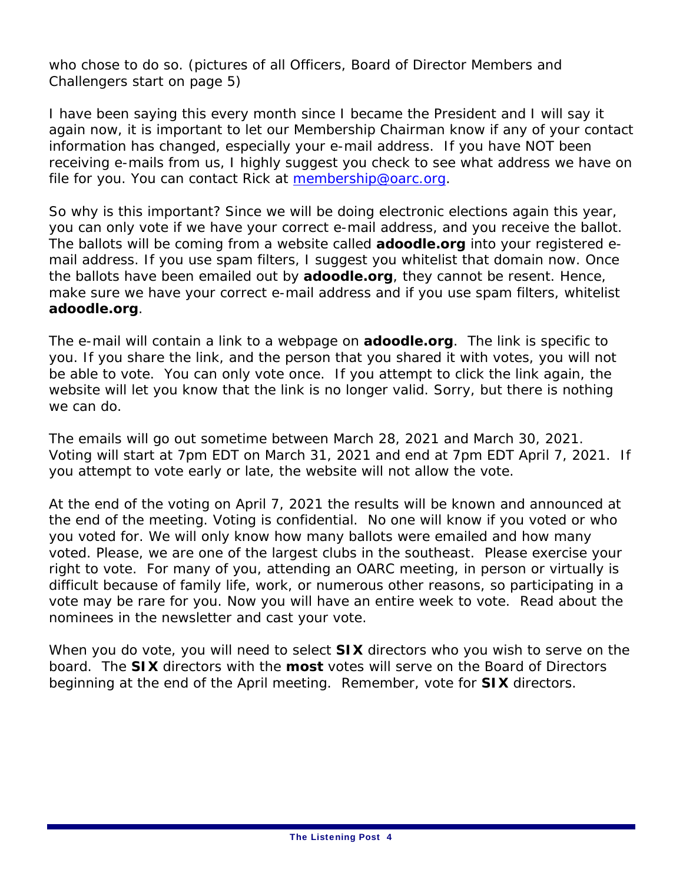who chose to do so. (pictures of all Officers, Board of Director Members and Challengers start on page 5)

I have been saying this every month since I became the President and I will say it again now, it is important to let our Membership Chairman know if any of your contact information has changed, especially your e-mail address. If you have NOT been receiving e-mails from us, I highly suggest you check to see what address we have on file for you. You can contact Rick at membership@oarc.org.

So why is this important? Since we will be doing electronic elections again this year, you can only vote if we have your correct e-mail address, and you receive the ballot. The ballots will be coming from a website called **adoodle.org** into your registered e-mail address. If you use spam filters, I suggest you whitelist that domain now. Once the ballots have been emailed out by **adoodle.org**, they cannot be resent. Hence, make sure we have your correct e-mail address and if you use spam filters, whitelist **adoodle.org**.

The e-mail will contain a link to a webpage on **adoodle.org**. The link is specific to you. If you share the link, and the person that you shared it with votes, you will not be able to vote. You can only vote once. If you attempt to click the link again, the website will let you know that the link is no longer valid. Sorry, but there is nothing we can do.

The emails will go out sometime between March 28, 2021 and March 30, 2021. Voting will start at 7pm EDT on March 31, 2021 and end at 7pm EDT April 7, 2021. If you attempt to vote early or late, the website will not allow the vote.

At the end of the voting on April 7, 2021 the results will be known and announced at the end of the meeting. Voting is confidential. No one will know if you voted or who you voted for. We will only know how many ballots were emailed and how many voted. Please, we are one of the largest clubs in the southeast. Please exercise your right to vote. For many of you, attending an OARC meeting, in person or virtually is difficult because of family life, work, or numerous other reasons, so participating in a vote may be rare for you. Now you will have an entire week to vote. Read about the nominees in the newsletter and cast your vote.

When you do vote, you will need to select **SIX** directors who you wish to serve on the board. The **SIX** directors with the **most** votes will serve on the Board of Directors beginning at the end of the April meeting. Remember, vote for **SIX** directors.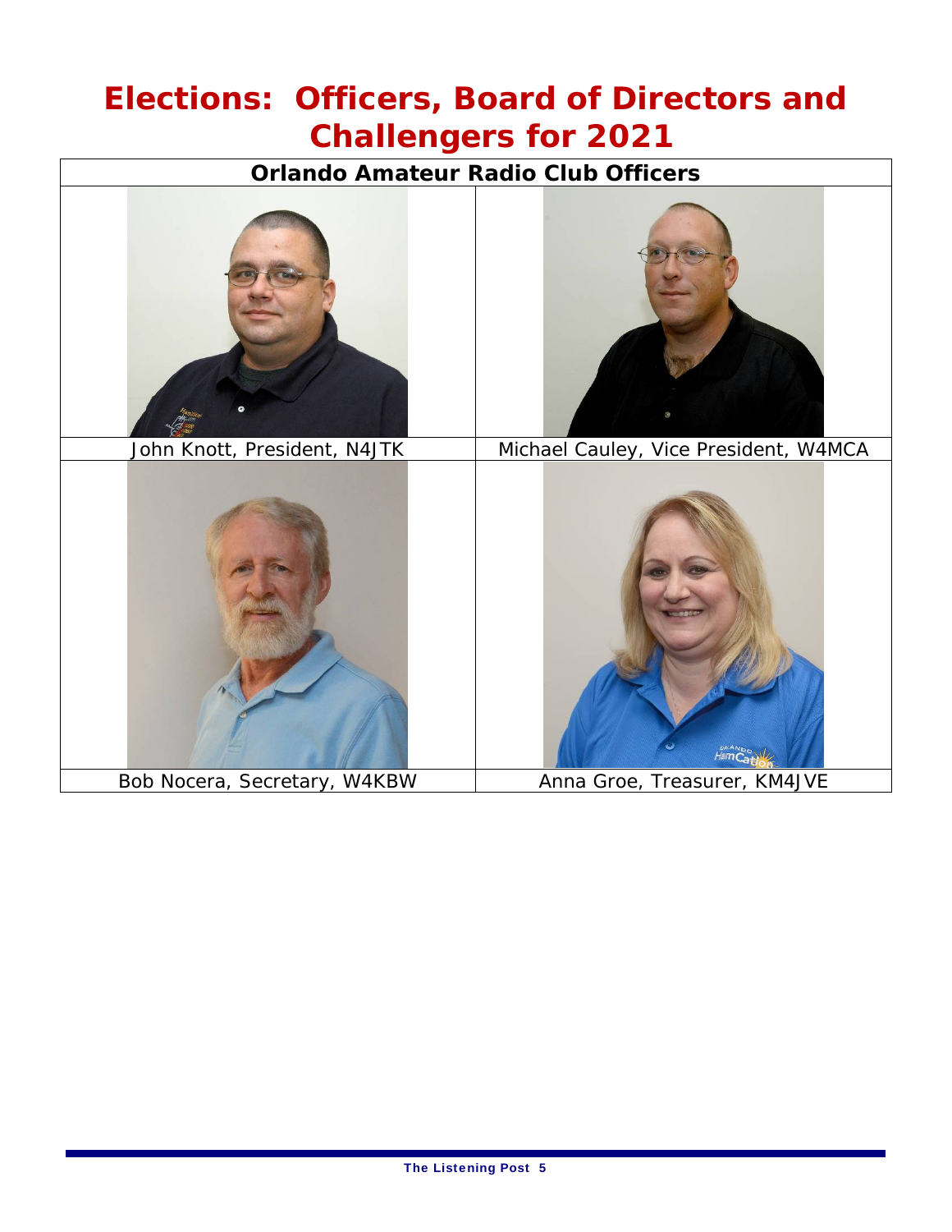# Elections: Officers, Board of Directors and Challengers for 2021

| Orlando Amateur Radio Club Officers | |
|---|---|
| John Knott, President, N4JTK | Michael Cauley, Vice President, W4MCA |
| Bob Nocera, Secretary, W4KBW | Anna Groe, Treasurer, KM4JVE |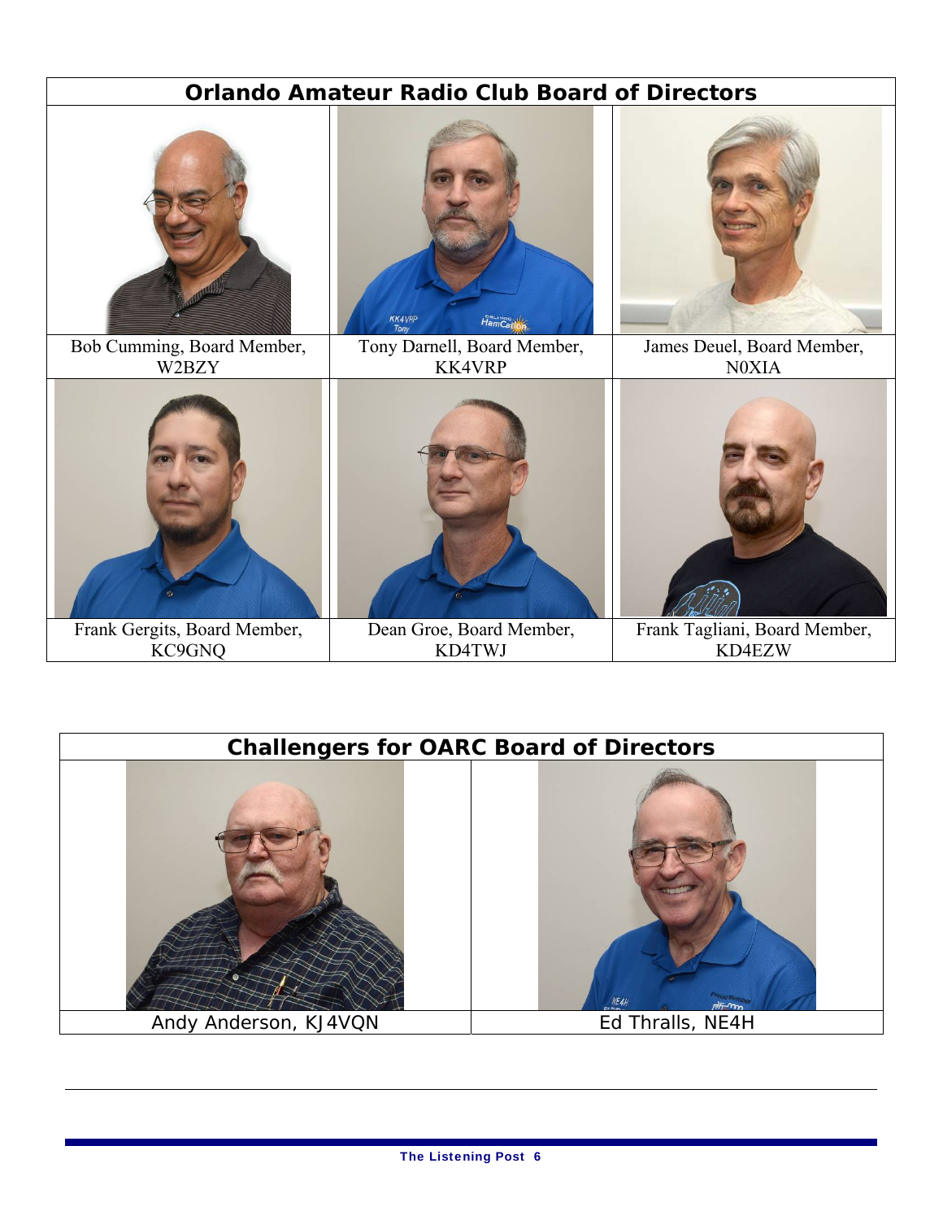## Orlando Amateur Radio Club Board of Directors

| | | |
|---|---|---|
| Bob Cumming, Board Member, W2BZY | Tony Darnell, Board Member, KK4VRP | James Deuel, Board Member, N0XIA |
| Frank Gergits, Board Member, KC9GNQ | Dean Groe, Board Member, KD4TWJ | Frank Tagliani, Board Member, KD4EZW |

## Challengers for OARC Board of Directors

| | |
|---|---|
| Andy Anderson, KJ4VQN | Ed Thralls, NE4H |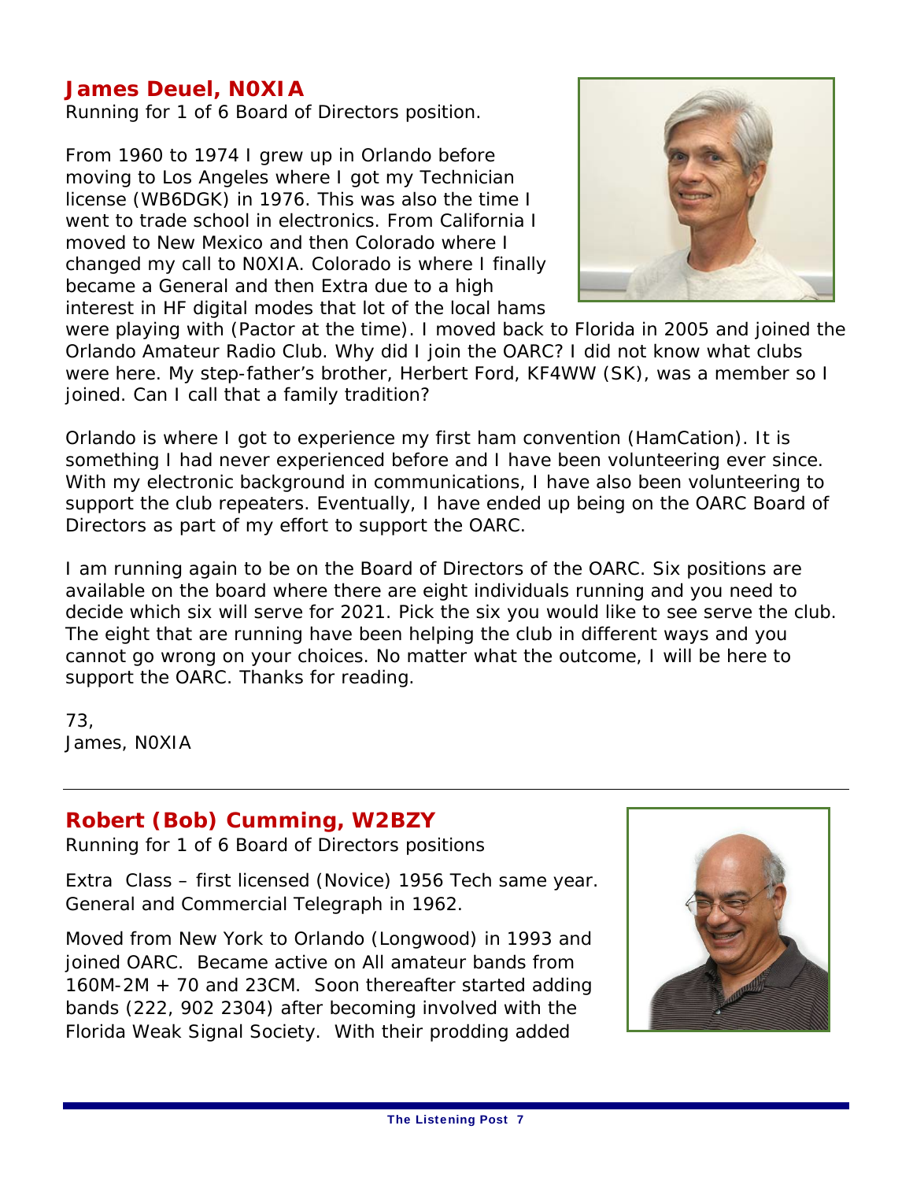## James Deuel, N0XIA

Running for 1 of 6 Board of Directors position.

From 1960 to 1974 I grew up in Orlando before moving to Los Angeles where I got my Technician license (WB6DGK) in 1976. This was also the time I went to trade school in electronics. From California I moved to New Mexico and then Colorado where I changed my call to N0XIA. Colorado is where I finally became a General and then Extra due to a high interest in HF digital modes that lot of the local hams were playing with (Pactor at the time). I moved back to Florida in 2005 and joined the Orlando Amateur Radio Club. Why did I join the OARC? I did not know what clubs were here. My step-father's brother, Herbert Ford, KF4WW (SK), was a member so I joined. Can I call that a family tradition?

Orlando is where I got to experience my first ham convention (HamCation). It is something I had never experienced before and I have been volunteering ever since. With my electronic background in communications, I have also been volunteering to support the club repeaters. Eventually, I have ended up being on the OARC Board of Directors as part of my effort to support the OARC.

I am running again to be on the Board of Directors of the OARC. Six positions are available on the board where there are eight individuals running and you need to decide which six will serve for 2021. Pick the six you would like to see serve the club. The eight that are running have been helping the club in different ways and you cannot go wrong on your choices. No matter what the outcome, I will be here to support the OARC. Thanks for reading.

73,
James, N0XIA

---

## Robert (Bob) Cumming, W2BZY

Running for 1 of 6 Board of Directors positions

Extra Class – first licensed (Novice) 1956 Tech same year. General and Commercial Telegraph in 1962.

Moved from New York to Orlando (Longwood) in 1993 and joined OARC. Became active on All amateur bands from 160M-2M + 70 and 23CM. Soon thereafter started adding bands (222, 902 2304) after becoming involved with the Florida Weak Signal Society. With their prodding added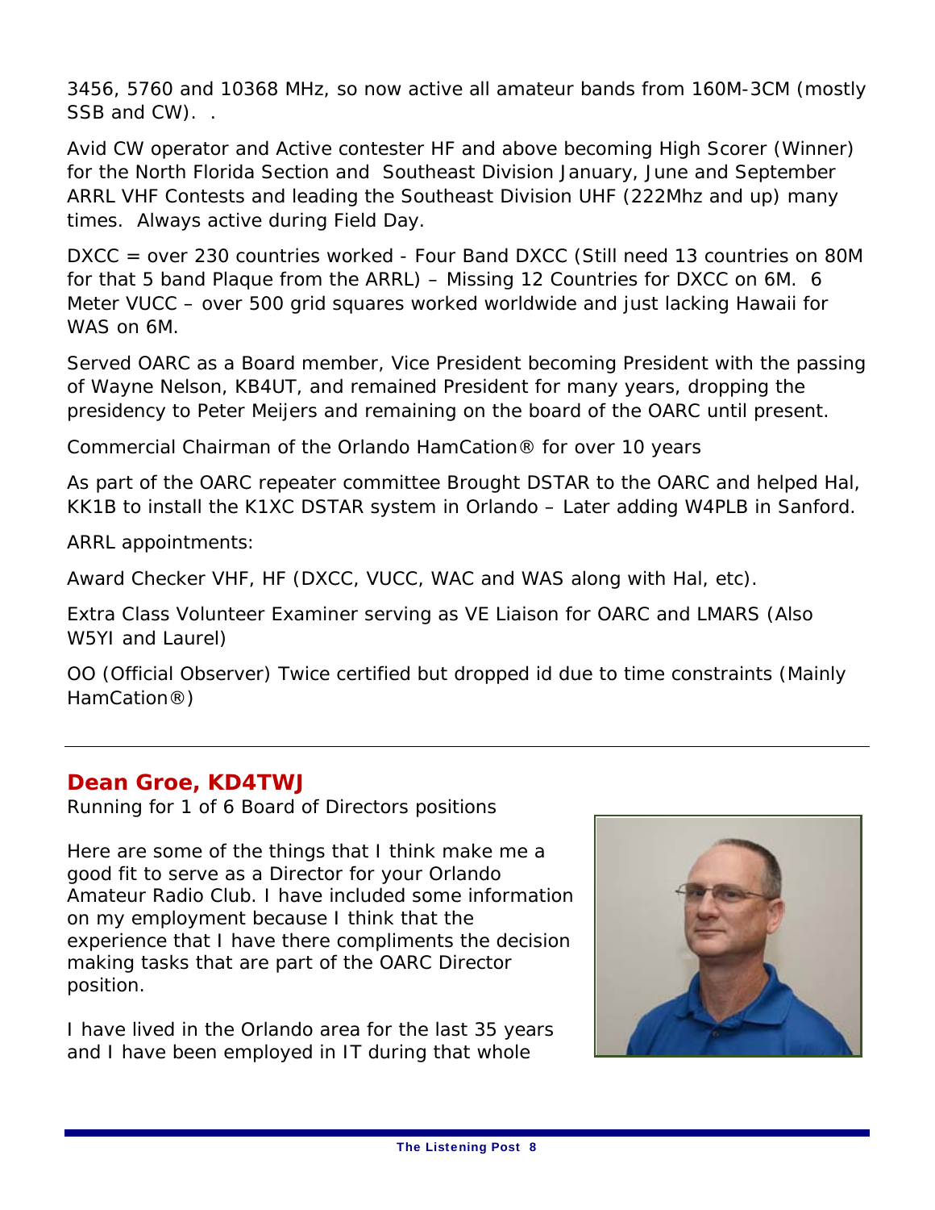3456, 5760 and 10368 MHz, so now active all amateur bands from 160M-3CM (mostly SSB and CW). .

Avid CW operator and Active contester HF and above becoming High Scorer (Winner) for the North Florida Section and Southeast Division January, June and September ARRL VHF Contests and leading the Southeast Division UHF (222Mhz and up) many times. Always active during Field Day.

DXCC = over 230 countries worked - Four Band DXCC (Still need 13 countries on 80M for that 5 band Plaque from the ARRL) – Missing 12 Countries for DXCC on 6M. 6 Meter VUCC – over 500 grid squares worked worldwide and just lacking Hawaii for WAS on 6M.

Served OARC as a Board member, Vice President becoming President with the passing of Wayne Nelson, KB4UT, and remained President for many years, dropping the presidency to Peter Meijers and remaining on the board of the OARC until present.

Commercial Chairman of the Orlando HamCation® for over 10 years

As part of the OARC repeater committee Brought DSTAR to the OARC and helped Hal, KK1B to install the K1XC DSTAR system in Orlando – Later adding W4PLB in Sanford.

ARRL appointments:

Award Checker VHF, HF (DXCC, VUCC, WAC and WAS along with Hal, etc).

Extra Class Volunteer Examiner serving as VE Liaison for OARC and LMARS (Also W5YI and Laurel)

OO (Official Observer) Twice certified but dropped id due to time constraints (Mainly HamCation®)

---

## Dean Groe, KD4TWJ

Running for 1 of 6 Board of Directors positions

Here are some of the things that I think make me a good fit to serve as a Director for your Orlando Amateur Radio Club. I have included some information on my employment because I think that the experience that I have there compliments the decision making tasks that are part of the OARC Director position.

I have lived in the Orlando area for the last 35 years and I have been employed in IT during that whole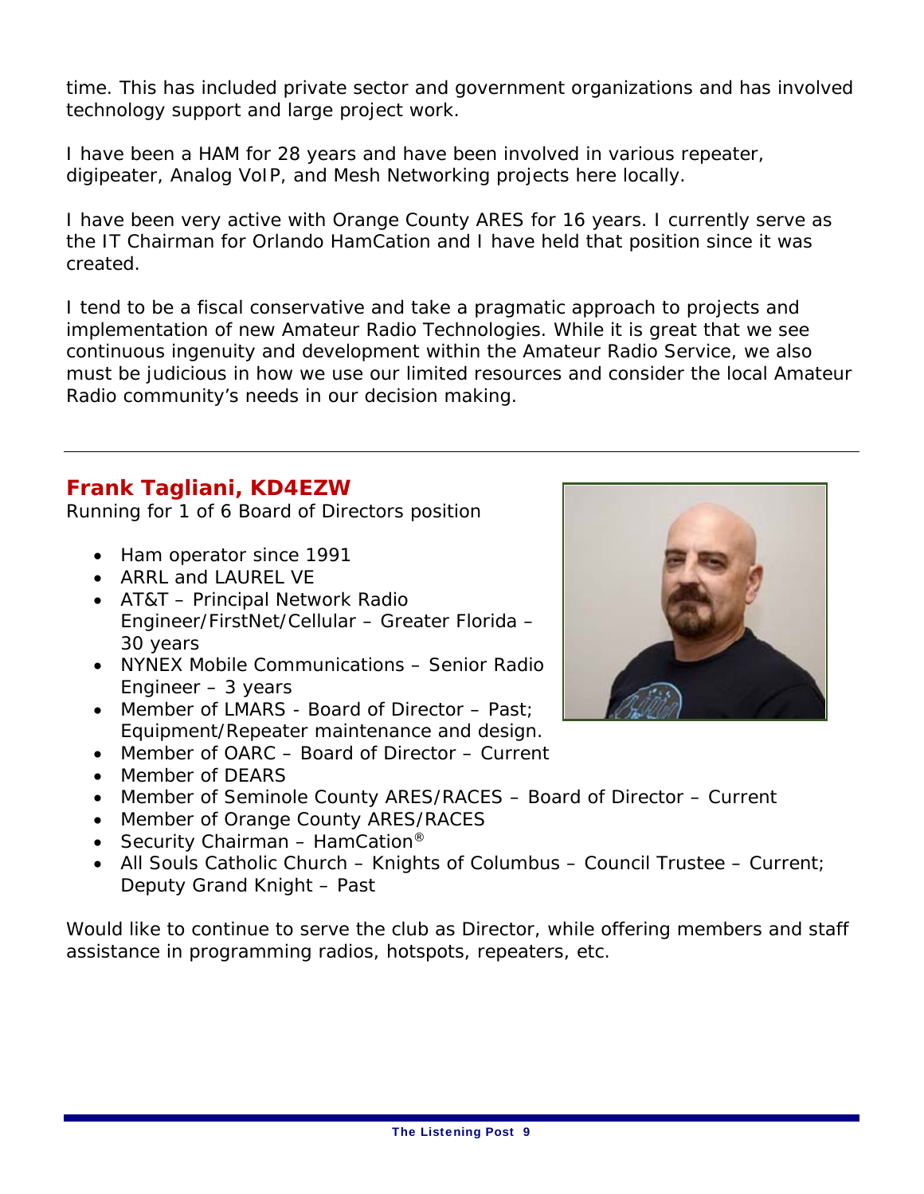time. This has included private sector and government organizations and has involved technology support and large project work.

I have been a HAM for 28 years and have been involved in various repeater, digipeater, Analog VoIP, and Mesh Networking projects here locally.

I have been very active with Orange County ARES for 16 years. I currently serve as the IT Chairman for Orlando HamCation and I have held that position since it was created.

I tend to be a fiscal conservative and take a pragmatic approach to projects and implementation of new Amateur Radio Technologies. While it is great that we see continuous ingenuity and development within the Amateur Radio Service, we also must be judicious in how we use our limited resources and consider the local Amateur Radio community's needs in our decision making.

---

## Frank Tagliani, KD4EZW

Running for 1 of 6 Board of Directors position

- Ham operator since 1991
- ARRL and LAUREL VE
- AT&T – Principal Network Radio Engineer/FirstNet/Cellular – Greater Florida – 30 years
- NYNEX Mobile Communications – Senior Radio Engineer – 3 years
- Member of LMARS - Board of Director – Past; Equipment/Repeater maintenance and design.
- Member of OARC – Board of Director – Current
- Member of DEARS
- Member of Seminole County ARES/RACES – Board of Director – Current
- Member of Orange County ARES/RACES
- Security Chairman – HamCation®
- All Souls Catholic Church – Knights of Columbus – Council Trustee – Current; Deputy Grand Knight – Past

Would like to continue to serve the club as Director, while offering members and staff assistance in programming radios, hotspots, repeaters, etc.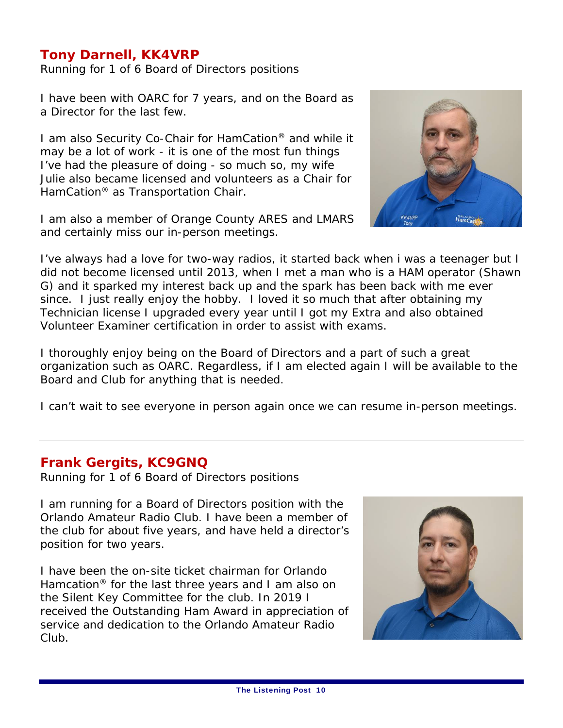## Tony Darnell, KK4VRP

Running for 1 of 6 Board of Directors positions

I have been with OARC for 7 years, and on the Board as a Director for the last few.

I am also Security Co-Chair for HamCation® and while it may be a lot of work - it is one of the most fun things I've had the pleasure of doing - so much so, my wife Julie also became licensed and volunteers as a Chair for HamCation® as Transportation Chair.

I am also a member of Orange County ARES and LMARS and certainly miss our in-person meetings.

I've always had a love for two-way radios, it started back when i was a teenager but I did not become licensed until 2013, when I met a man who is a HAM operator (Shawn G) and it sparked my interest back up and the spark has been back with me ever since. I just really enjoy the hobby. I loved it so much that after obtaining my Technician license I upgraded every year until I got my Extra and also obtained Volunteer Examiner certification in order to assist with exams.

I thoroughly enjoy being on the Board of Directors and a part of such a great organization such as OARC. Regardless, if I am elected again I will be available to the Board and Club for anything that is needed.

I can't wait to see everyone in person again once we can resume in-person meetings.

---

## Frank Gergits, KC9GNQ

Running for 1 of 6 Board of Directors positions

I am running for a Board of Directors position with the Orlando Amateur Radio Club. I have been a member of the club for about five years, and have held a director's position for two years.

I have been the on-site ticket chairman for Orlando Hamcation® for the last three years and I am also on the Silent Key Committee for the club. In 2019 I received the Outstanding Ham Award in appreciation of service and dedication to the Orlando Amateur Radio Club.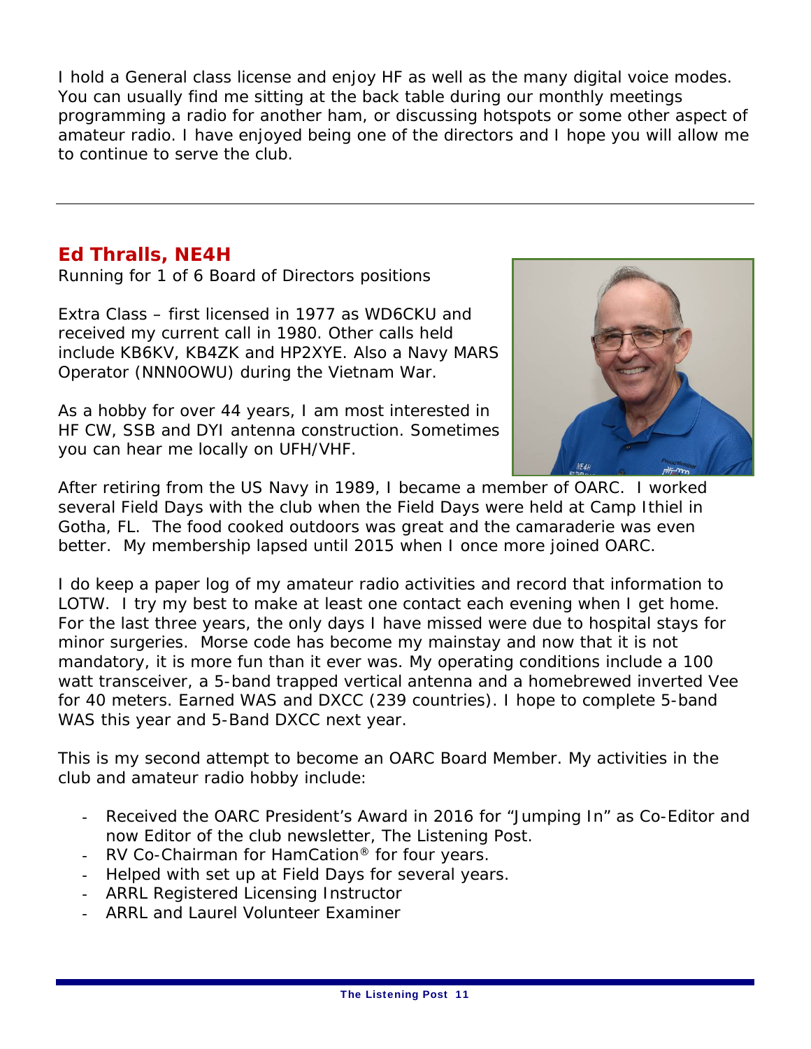I hold a General class license and enjoy HF as well as the many digital voice modes. You can usually find me sitting at the back table during our monthly meetings programming a radio for another ham, or discussing hotspots or some other aspect of amateur radio. I have enjoyed being one of the directors and I hope you will allow me to continue to serve the club.

---

## Ed Thralls, NE4H

Running for 1 of 6 Board of Directors positions

Extra Class – first licensed in 1977 as WD6CKU and received my current call in 1980. Other calls held include KB6KV, KB4ZK and HP2XYE. Also a Navy MARS Operator (NNN0OWU) during the Vietnam War.

As a hobby for over 44 years, I am most interested in HF CW, SSB and DYI antenna construction. Sometimes you can hear me locally on UFH/VHF.

After retiring from the US Navy in 1989, I became a member of OARC. I worked several Field Days with the club when the Field Days were held at Camp Ithiel in Gotha, FL. The food cooked outdoors was great and the camaraderie was even better. My membership lapsed until 2015 when I once more joined OARC.

I do keep a paper log of my amateur radio activities and record that information to LOTW. I try my best to make at least one contact each evening when I get home. For the last three years, the only days I have missed were due to hospital stays for minor surgeries. Morse code has become my mainstay and now that it is not mandatory, it is more fun than it ever was. My operating conditions include a 100 watt transceiver, a 5-band trapped vertical antenna and a homebrewed inverted Vee for 40 meters. Earned WAS and DXCC (239 countries). I hope to complete 5-band WAS this year and 5-Band DXCC next year.

This is my second attempt to become an OARC Board Member. My activities in the club and amateur radio hobby include:

- Received the OARC President's Award in 2016 for "Jumping In" as Co-Editor and now Editor of the club newsletter, The Listening Post.
- RV Co-Chairman for HamCation® for four years.
- Helped with set up at Field Days for several years.
- ARRL Registered Licensing Instructor
- ARRL and Laurel Volunteer Examiner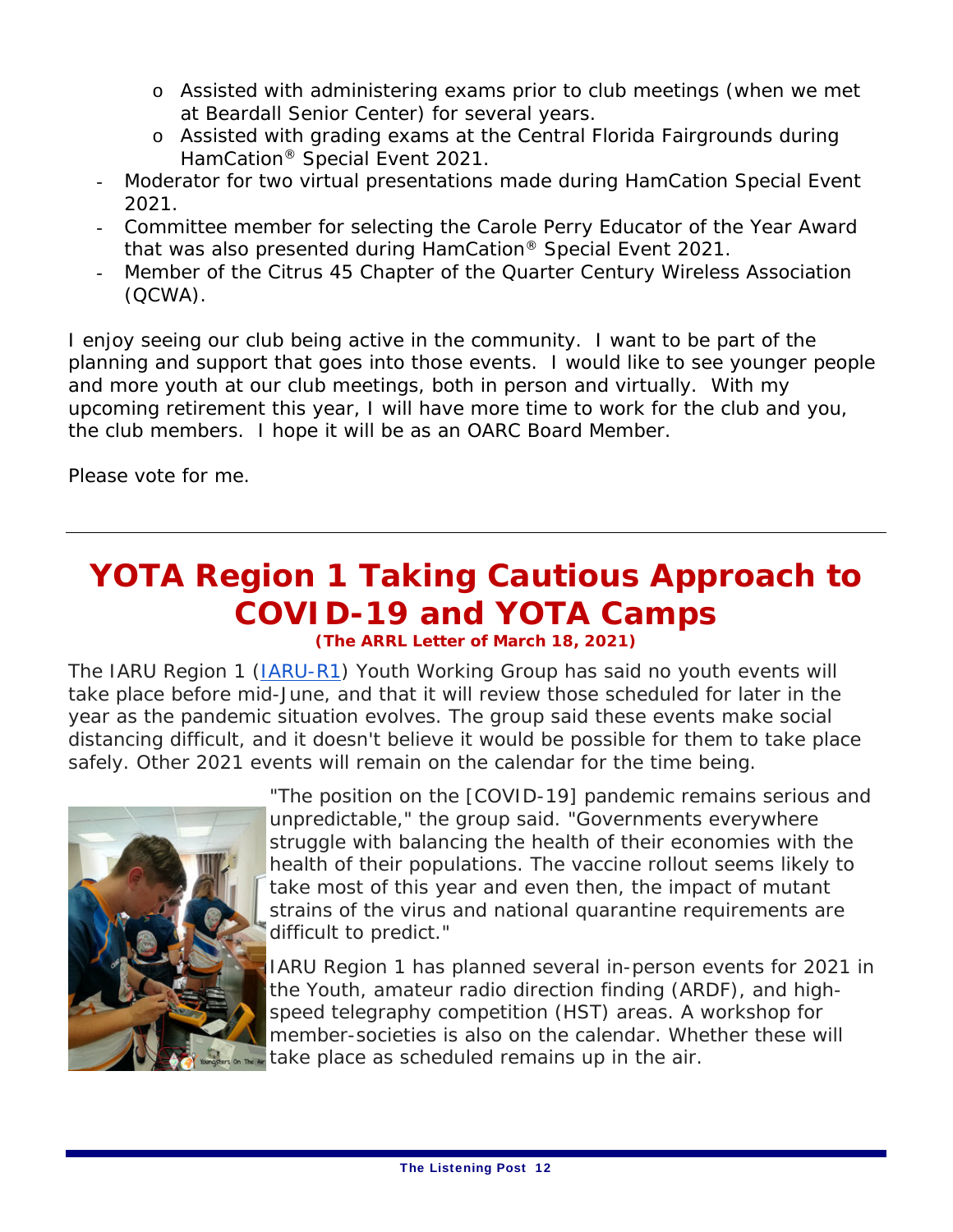- Assisted with administering exams prior to club meetings (when we met at Beardall Senior Center) for several years.
  - Assisted with grading exams at the Central Florida Fairgrounds during HamCation® Special Event 2021.
- Moderator for two virtual presentations made during HamCation Special Event 2021.
- Committee member for selecting the Carole Perry Educator of the Year Award that was also presented during HamCation® Special Event 2021.
- Member of the Citrus 45 Chapter of the Quarter Century Wireless Association (QCWA).

I enjoy seeing our club being active in the community. I want to be part of the planning and support that goes into those events. I would like to see younger people and more youth at our club meetings, both in person and virtually. With my upcoming retirement this year, I will have more time to work for the club and you, the club members. I hope it will be as an OARC Board Member.

Please vote for me.

---

# YOTA Region 1 Taking Cautious Approach to COVID-19 and YOTA Camps

***(The ARRL Letter of March 18, 2021)***

The IARU Region 1 (IARU-R1) Youth Working Group has said no youth events will take place before mid-June, and that it will review those scheduled for later in the year as the pandemic situation evolves. The group said these events make social distancing difficult, and it doesn't believe it would be possible for them to take place safely. Other 2021 events will remain on the calendar for the time being.

"The position on the [COVID-19] pandemic remains serious and unpredictable," the group said. "Governments everywhere struggle with balancing the health of their economies with the health of their populations. The vaccine rollout seems likely to take most of this year and even then, the impact of mutant strains of the virus and national quarantine requirements are difficult to predict."

IARU Region 1 has planned several in-person events for 2021 in the Youth, amateur radio direction finding (ARDF), and high-speed telegraphy competition (HST) areas. A workshop for member-societies is also on the calendar. Whether these will take place as scheduled remains up in the air.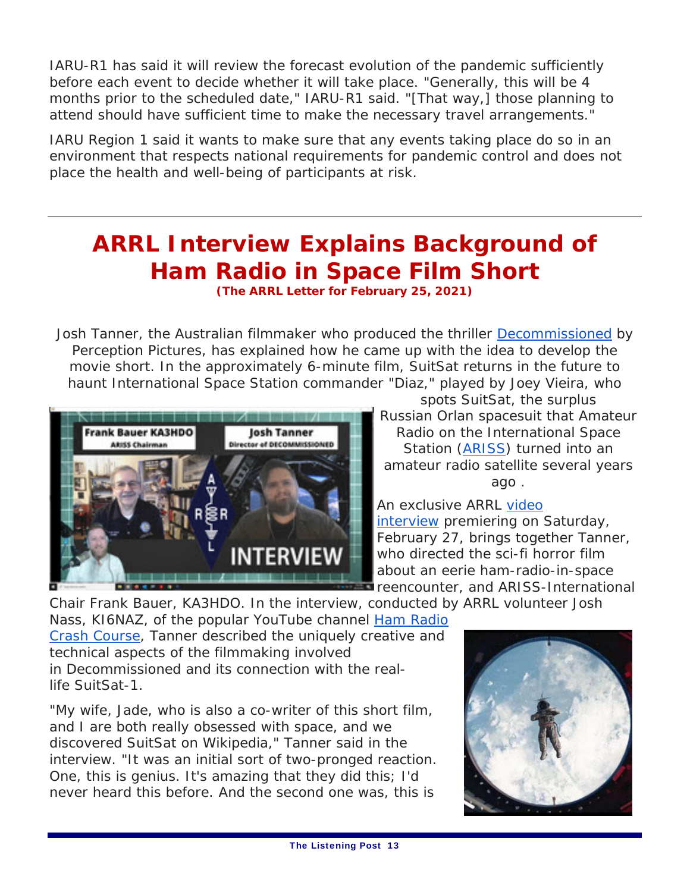IARU-R1 has said it will review the forecast evolution of the pandemic sufficiently before each event to decide whether it will take place. "Generally, this will be 4 months prior to the scheduled date," IARU-R1 said. "[That way,] those planning to attend should have sufficient time to make the necessary travel arrangements."

IARU Region 1 said it wants to make sure that any events taking place do so in an environment that respects national requirements for pandemic control and does not place the health and well-being of participants at risk.

---

# ARRL Interview Explains Background of Ham Radio in Space Film Short

**(The ARRL Letter for February 25, 2021)**

Josh Tanner, the Australian filmmaker who produced the thriller Decommissioned by Perception Pictures, has explained how he came up with the idea to develop the movie short. In the approximately 6-minute film, SuitSat returns in the future to haunt International Space Station commander "Diaz," played by Joey Vieira, who spots SuitSat, the surplus Russian Orlan spacesuit that Amateur Radio on the International Space Station (ARISS) turned into an amateur radio satellite several years ago .

An exclusive ARRL video interview premiering on Saturday, February 27, brings together Tanner, who directed the sci-fi horror film about an eerie ham-radio-in-space reencounter, and ARISS-International Chair Frank Bauer, KA3HDO. In the interview, conducted by ARRL volunteer Josh Nass, KI6NAZ, of the popular YouTube channel Ham Radio Crash Course, Tanner described the uniquely creative and technical aspects of the filmmaking involved in Decommissioned and its connection with the real-life SuitSat-1.

"My wife, Jade, who is also a co-writer of this short film, and I are both really obsessed with space, and we discovered SuitSat on Wikipedia," Tanner said in the interview. "It was an initial sort of two-pronged reaction. One, this is genius. It's amazing that they did this; I'd never heard this before. And the second one was, this is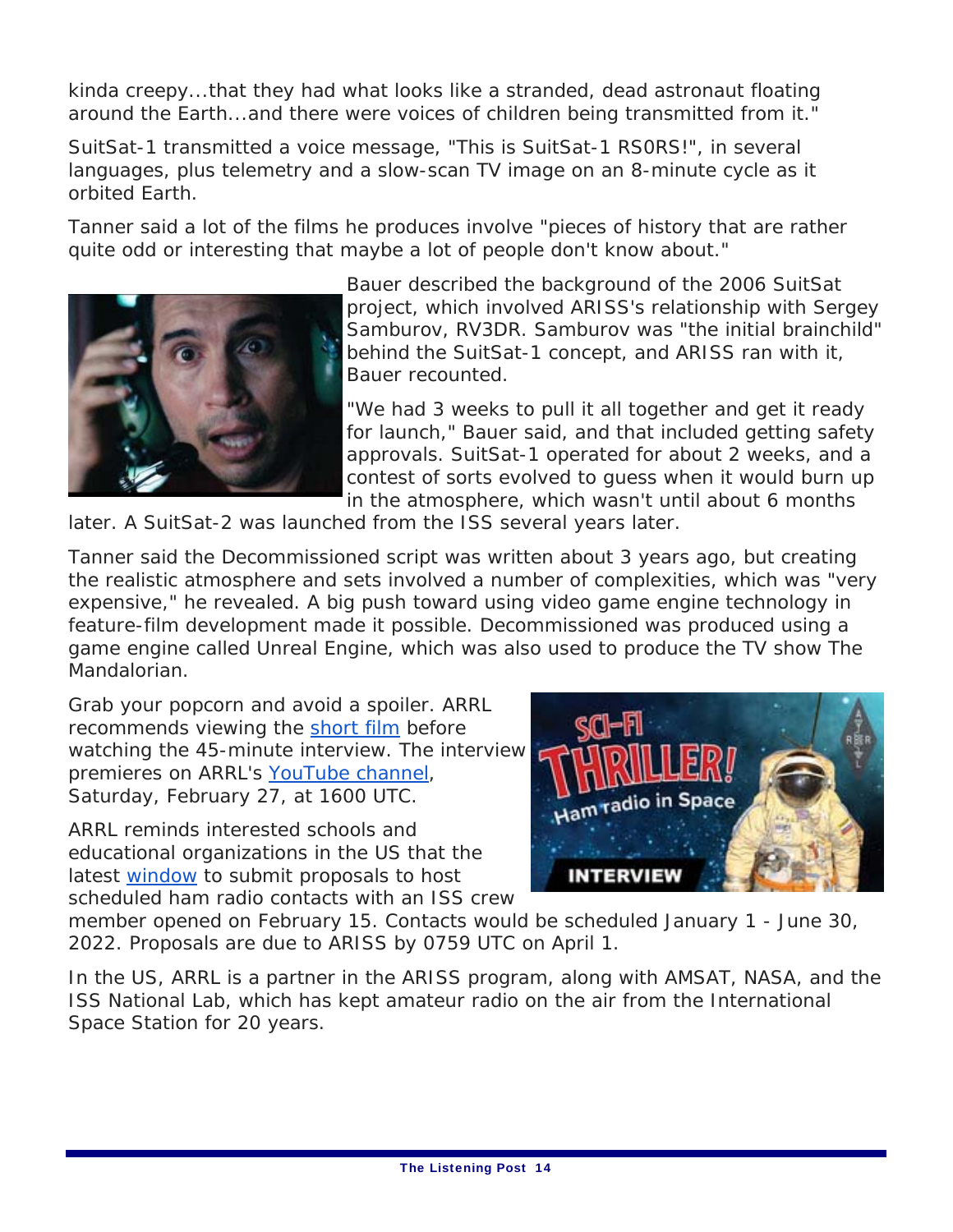kinda creepy...that they had what looks like a stranded, dead astronaut floating around the Earth...and there were voices of children being transmitted from it."

SuitSat-1 transmitted a voice message, "This is SuitSat-1 RS0RS!", in several languages, plus telemetry and a slow-scan TV image on an 8-minute cycle as it orbited Earth.

Tanner said a lot of the films he produces involve "pieces of history that are rather quite odd or interesting that maybe a lot of people don't know about."

Bauer described the background of the 2006 SuitSat project, which involved ARISS's relationship with Sergey Samburov, RV3DR. Samburov was "the initial brainchild" behind the SuitSat-1 concept, and ARISS ran with it, Bauer recounted.

"We had 3 weeks to pull it all together and get it ready for launch," Bauer said, and that included getting safety approvals. SuitSat-1 operated for about 2 weeks, and a contest of sorts evolved to guess when it would burn up in the atmosphere, which wasn't until about 6 months later. A SuitSat-2 was launched from the ISS several years later.

Tanner said the Decommissioned script was written about 3 years ago, but creating the realistic atmosphere and sets involved a number of complexities, which was "very expensive," he revealed. A big push toward using video game engine technology in feature-film development made it possible. Decommissioned was produced using a game engine called Unreal Engine, which was also used to produce the TV show The Mandalorian.

Grab your popcorn and avoid a spoiler. ARRL recommends viewing the short film before watching the 45-minute interview. The interview premieres on ARRL's YouTube channel, Saturday, February 27, at 1600 UTC.

ARRL reminds interested schools and educational organizations in the US that the latest window to submit proposals to host scheduled ham radio contacts with an ISS crew member opened on February 15. Contacts would be scheduled January 1 - June 30, 2022. Proposals are due to ARISS by 0759 UTC on April 1.

In the US, ARRL is a partner in the ARISS program, along with AMSAT, NASA, and the ISS National Lab, which has kept amateur radio on the air from the International Space Station for 20 years.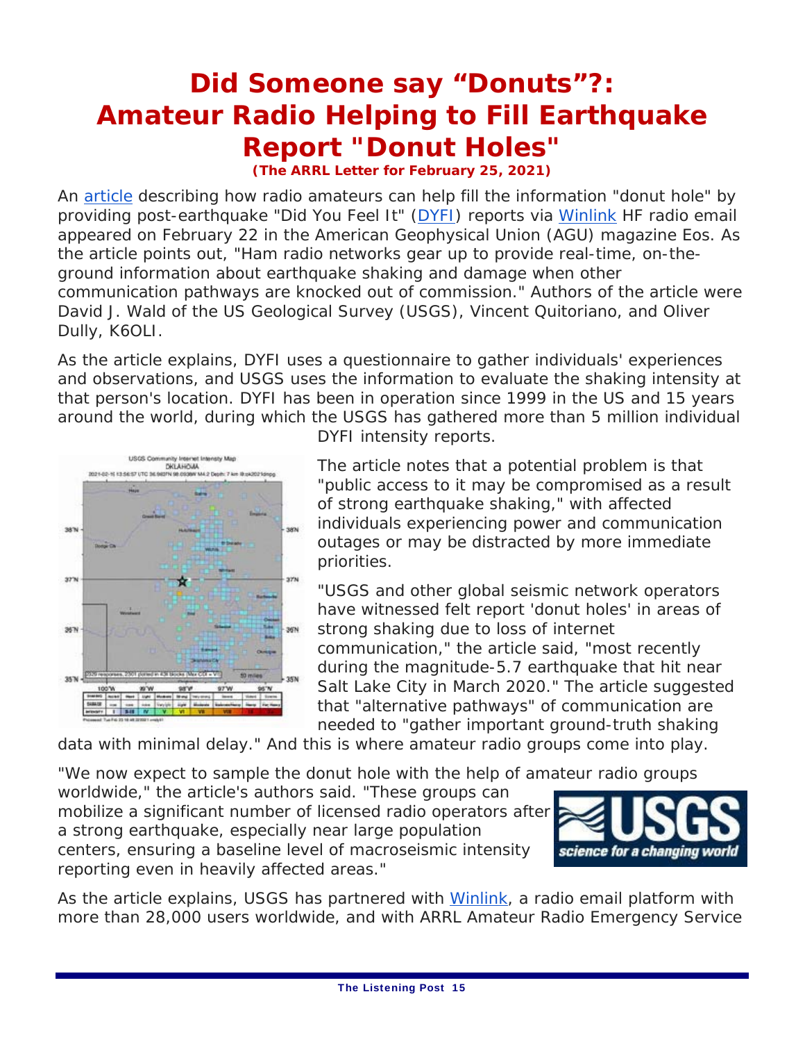# Did Someone say "Donuts"?: Amateur Radio Helping to Fill Earthquake Report "Donut Holes"

**(The ARRL Letter for February 25, 2021)**

An article describing how radio amateurs can help fill the information "donut hole" by providing post-earthquake "Did You Feel It" (DYFI) reports via Winlink HF radio email appeared on February 22 in the American Geophysical Union (AGU) magazine Eos. As the article points out, "Ham radio networks gear up to provide real-time, on-the-ground information about earthquake shaking and damage when other communication pathways are knocked out of commission." Authors of the article were David J. Wald of the US Geological Survey (USGS), Vincent Quitoriano, and Oliver Dully, K6OLI.

As the article explains, DYFI uses a questionnaire to gather individuals' experiences and observations, and USGS uses the information to evaluate the shaking intensity at that person's location. DYFI has been in operation since 1999 in the US and 15 years around the world, during which the USGS has gathered more than 5 million individual DYFI intensity reports.

The article notes that a potential problem is that "public access to it may be compromised as a result of strong earthquake shaking," with affected individuals experiencing power and communication outages or may be distracted by more immediate priorities.

"USGS and other global seismic network operators have witnessed felt report 'donut holes' in areas of strong shaking due to loss of internet communication," the article said, "most recently during the magnitude-5.7 earthquake that hit near Salt Lake City in March 2020." The article suggested that "alternative pathways" of communication are needed to "gather important ground-truth shaking data with minimal delay." And this is where amateur radio groups come into play.

"We now expect to sample the donut hole with the help of amateur radio groups worldwide," the article's authors said. "These groups can mobilize a significant number of licensed radio operators after a strong earthquake, especially near large population centers, ensuring a baseline level of macroseismic intensity reporting even in heavily affected areas."

As the article explains, USGS has partnered with Winlink, a radio email platform with more than 28,000 users worldwide, and with ARRL Amateur Radio Emergency Service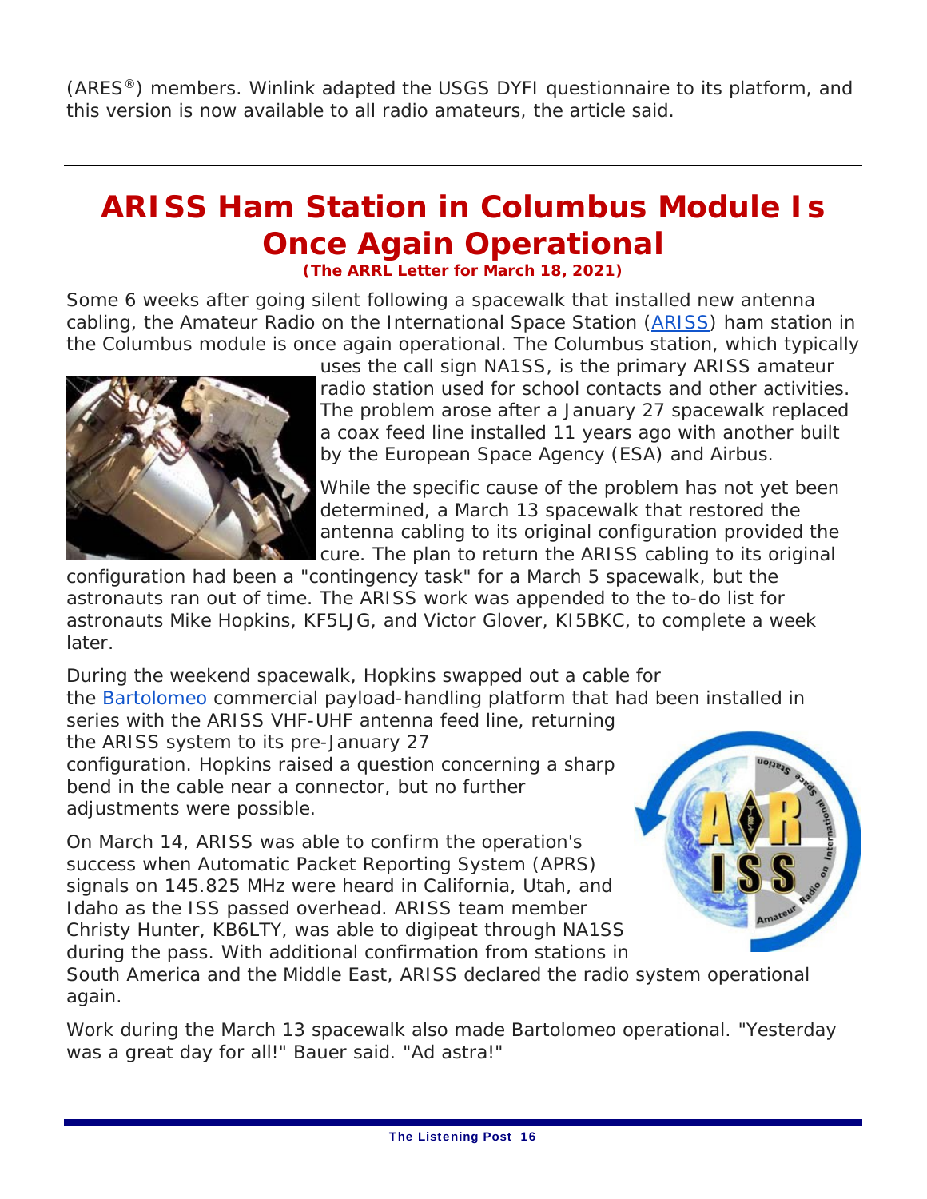(ARES®) members. Winlink adapted the USGS DYFI questionnaire to its platform, and this version is now available to all radio amateurs, the article said.

---

# ARISS Ham Station in Columbus Module Is Once Again Operational

**(The ARRL Letter for March 18, 2021)**

Some 6 weeks after going silent following a spacewalk that installed new antenna cabling, the Amateur Radio on the International Space Station (ARISS) ham station in the Columbus module is once again operational. The Columbus station, which typically uses the call sign NA1SS, is the primary ARISS amateur radio station used for school contacts and other activities. The problem arose after a January 27 spacewalk replaced a coax feed line installed 11 years ago with another built by the European Space Agency (ESA) and Airbus.

While the specific cause of the problem has not yet been determined, a March 13 spacewalk that restored the antenna cabling to its original configuration provided the cure. The plan to return the ARISS cabling to its original configuration had been a "contingency task" for a March 5 spacewalk, but the astronauts ran out of time. The ARISS work was appended to the to-do list for astronauts Mike Hopkins, KF5LJG, and Victor Glover, KI5BKC, to complete a week later.

During the weekend spacewalk, Hopkins swapped out a cable for the Bartolomeo commercial payload-handling platform that had been installed in series with the ARISS VHF-UHF antenna feed line, returning the ARISS system to its pre-January 27 configuration. Hopkins raised a question concerning a sharp bend in the cable near a connector, but no further adjustments were possible.

On March 14, ARISS was able to confirm the operation's success when Automatic Packet Reporting System (APRS) signals on 145.825 MHz were heard in California, Utah, and Idaho as the ISS passed overhead. ARISS team member Christy Hunter, KB6LTY, was able to digipeat through NA1SS during the pass. With additional confirmation from stations in South America and the Middle East, ARISS declared the radio system operational again.

Work during the March 13 spacewalk also made Bartolomeo operational. "Yesterday was a great day for all!" Bauer said. "Ad astra!"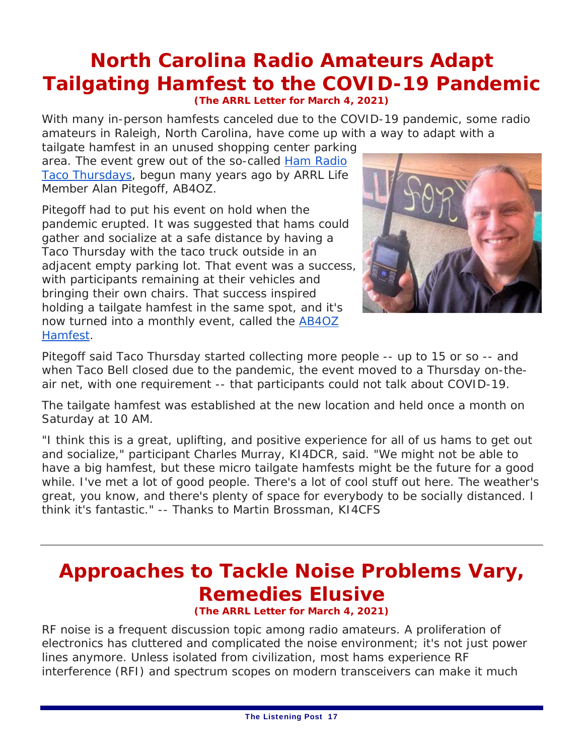# North Carolina Radio Amateurs Adapt Tailgating Hamfest to the COVID-19 Pandemic

**(The ARRL Letter for March 4, 2021)**

With many in-person hamfests canceled due to the COVID-19 pandemic, some radio amateurs in Raleigh, North Carolina, have come up with a way to adapt with a tailgate hamfest in an unused shopping center parking area. The event grew out of the so-called Ham Radio Taco Thursdays, begun many years ago by ARRL Life Member Alan Pitegoff, AB4OZ.

Pitegoff had to put his event on hold when the pandemic erupted. It was suggested that hams could gather and socialize at a safe distance by having a Taco Thursday with the taco truck outside in an adjacent empty parking lot. That event was a success, with participants remaining at their vehicles and bringing their own chairs. That success inspired holding a tailgate hamfest in the same spot, and it's now turned into a monthly event, called the AB4OZ Hamfest.

Pitegoff said Taco Thursday started collecting more people -- up to 15 or so -- and when Taco Bell closed due to the pandemic, the event moved to a Thursday on-the-air net, with one requirement -- that participants could not talk about COVID-19.

The tailgate hamfest was established at the new location and held once a month on Saturday at 10 AM.

"I think this is a great, uplifting, and positive experience for all of us hams to get out and socialize," participant Charles Murray, KI4DCR, said. "We might not be able to have a big hamfest, but these micro tailgate hamfests might be the future for a good while. I've met a lot of good people. There's a lot of cool stuff out here. The weather's great, you know, and there's plenty of space for everybody to be socially distanced. I think it's fantastic." -- Thanks to Martin Brossman, KI4CFS

---

# Approaches to Tackle Noise Problems Vary, Remedies Elusive

**(The ARRL Letter for March 4, 2021)**

RF noise is a frequent discussion topic among radio amateurs. A proliferation of electronics has cluttered and complicated the noise environment; it's not just power lines anymore. Unless isolated from civilization, most hams experience RF interference (RFI) and spectrum scopes on modern transceivers can make it much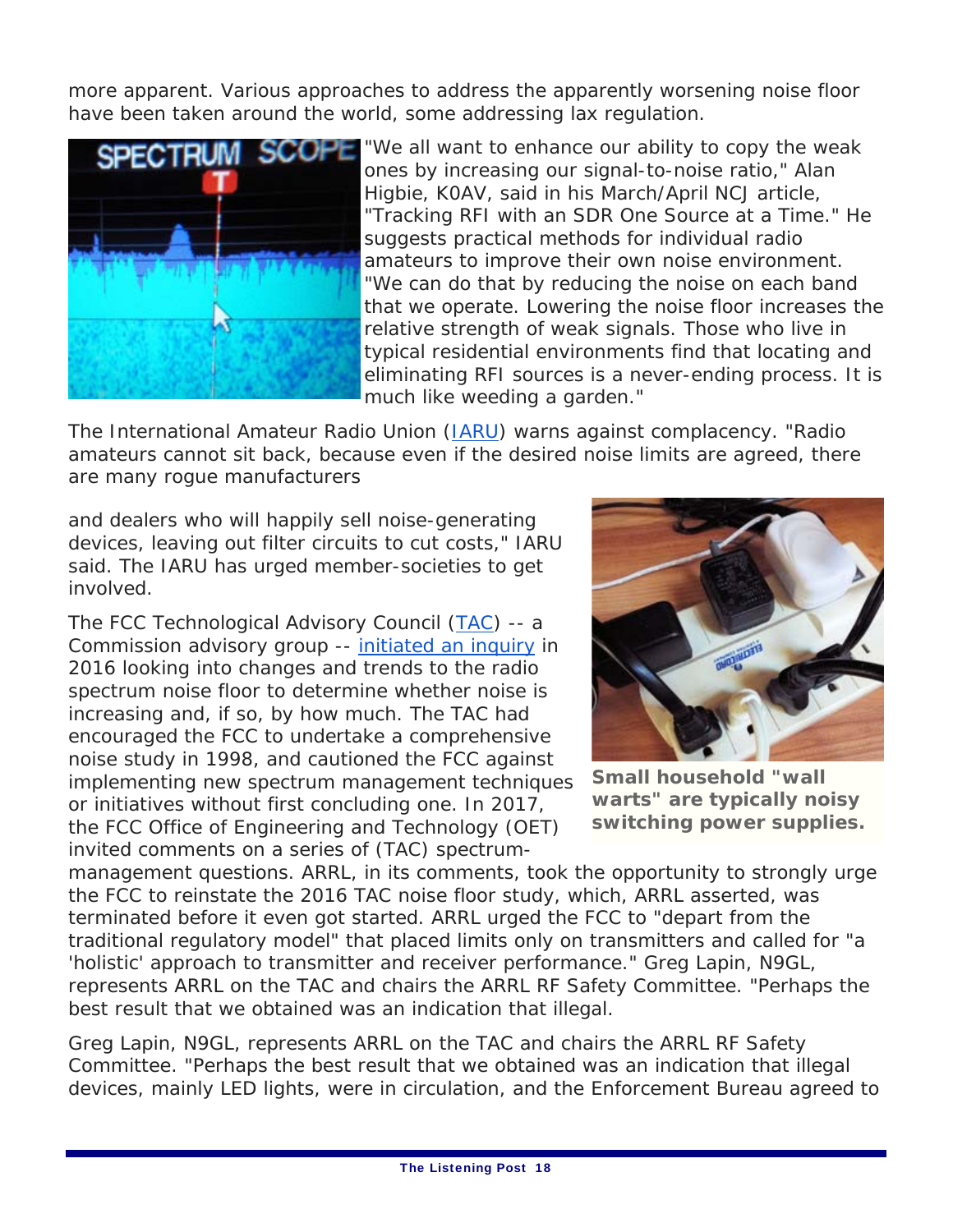more apparent. Various approaches to address the apparently worsening noise floor have been taken around the world, some addressing lax regulation.

"We all want to enhance our ability to copy the weak ones by increasing our signal-to-noise ratio," Alan Higbie, K0AV, said in his March/April NCJ article, "Tracking RFI with an SDR One Source at a Time." He suggests practical methods for individual radio amateurs to improve their own noise environment. "We can do that by reducing the noise on each band that we operate. Lowering the noise floor increases the relative strength of weak signals. Those who live in typical residential environments find that locating and eliminating RFI sources is a never-ending process. It is much like weeding a garden."

The International Amateur Radio Union (IARU) warns against complacency. "Radio amateurs cannot sit back, because even if the desired noise limits are agreed, there are many rogue manufacturers

and dealers who will happily sell noise-generating devices, leaving out filter circuits to cut costs," IARU said. The IARU has urged member-societies to get involved.

The FCC Technological Advisory Council (TAC) -- a Commission advisory group -- initiated an inquiry in 2016 looking into changes and trends to the radio spectrum noise floor to determine whether noise is increasing and, if so, by how much. The TAC had encouraged the FCC to undertake a comprehensive noise study in 1998, and cautioned the FCC against implementing new spectrum management techniques or initiatives without first concluding one. In 2017, the FCC Office of Engineering and Technology (OET) invited comments on a series of (TAC) spectrum-management questions. ARRL, in its comments, took the opportunity to strongly urge the FCC to reinstate the 2016 TAC noise floor study, which, ARRL asserted, was terminated before it even got started. ARRL urged the FCC to "depart from the traditional regulatory model" that placed limits only on transmitters and called for "a 'holistic' approach to transmitter and receiver performance." Greg Lapin, N9GL, represents ARRL on the TAC and chairs the ARRL RF Safety Committee. "Perhaps the best result that we obtained was an indication that illegal.

**Small household "wall warts" are typically noisy switching power supplies.**

Greg Lapin, N9GL, represents ARRL on the TAC and chairs the ARRL RF Safety Committee. "Perhaps the best result that we obtained was an indication that illegal devices, mainly LED lights, were in circulation, and the Enforcement Bureau agreed to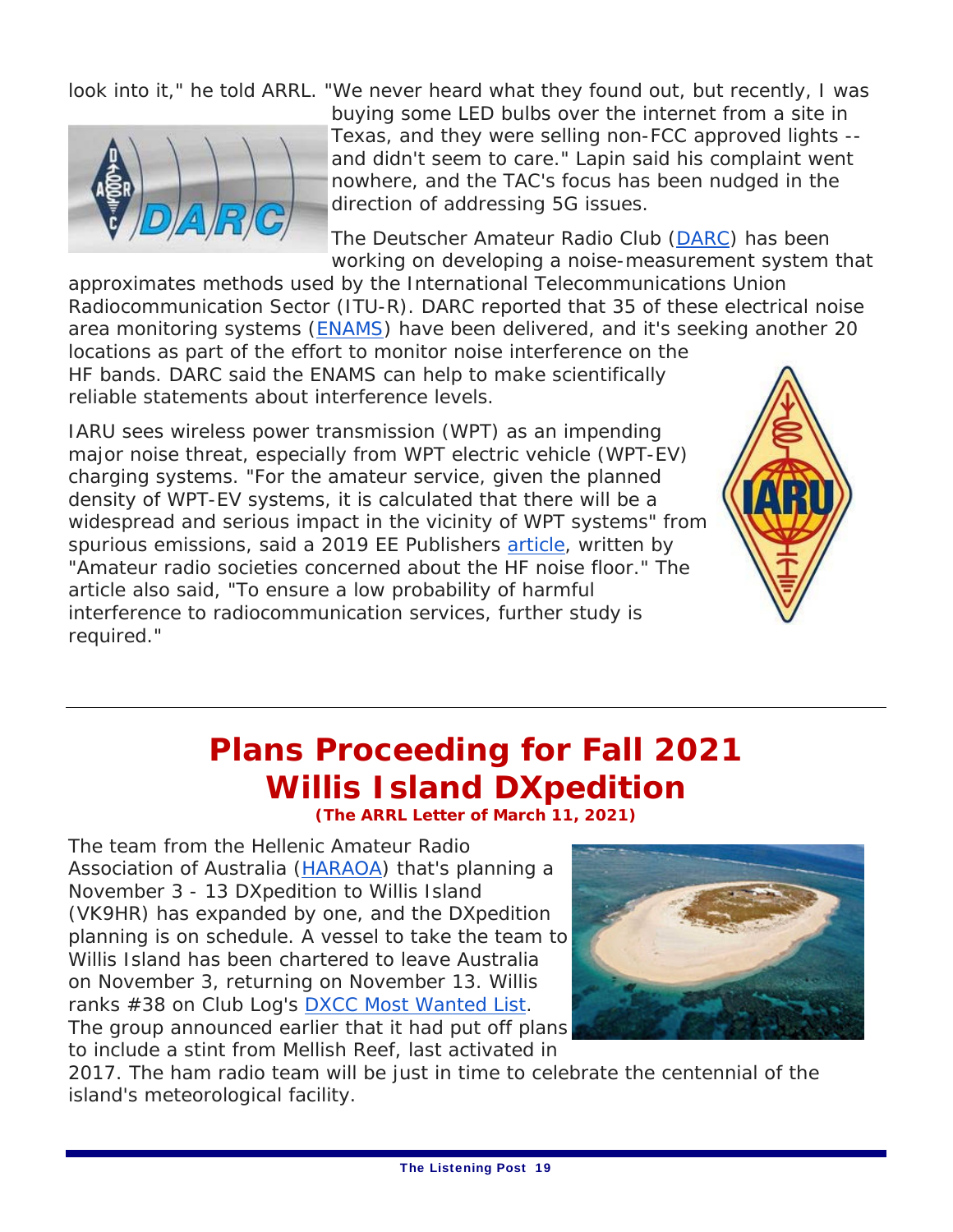look into it," he told ARRL. "We never heard what they found out, but recently, I was buying some LED bulbs over the internet from a site in Texas, and they were selling non-FCC approved lights -- and didn't seem to care." Lapin said his complaint went nowhere, and the TAC's focus has been nudged in the direction of addressing 5G issues.

The Deutscher Amateur Radio Club (DARC) has been working on developing a noise-measurement system that approximates methods used by the International Telecommunications Union Radiocommunication Sector (ITU-R). DARC reported that 35 of these electrical noise area monitoring systems (ENAMS) have been delivered, and it's seeking another 20 locations as part of the effort to monitor noise interference on the HF bands. DARC said the ENAMS can help to make scientifically reliable statements about interference levels.

IARU sees wireless power transmission (WPT) as an impending major noise threat, especially from WPT electric vehicle (WPT-EV) charging systems. "For the amateur service, given the planned density of WPT-EV systems, it is calculated that there will be a widespread and serious impact in the vicinity of WPT systems" from spurious emissions, said a 2019 EE Publishers article, written by "Amateur radio societies concerned about the HF noise floor." The article also said, "To ensure a low probability of harmful interference to radiocommunication services, further study is required."

---

# Plans Proceeding for Fall 2021 Willis Island DXpedition

**(The ARRL Letter of March 11, 2021)**

The team from the Hellenic Amateur Radio Association of Australia (HARAOA) that's planning a November 3 - 13 DXpedition to Willis Island (VK9HR) has expanded by one, and the DXpedition planning is on schedule. A vessel to take the team to Willis Island has been chartered to leave Australia on November 3, returning on November 13. Willis ranks #38 on Club Log's DXCC Most Wanted List. The group announced earlier that it had put off plans to include a stint from Mellish Reef, last activated in 2017. The ham radio team will be just in time to celebrate the centennial of the island's meteorological facility.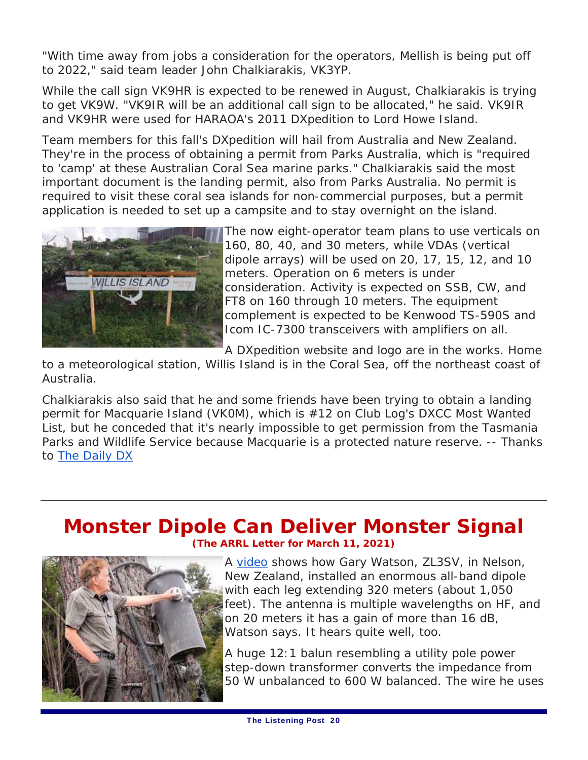"With time away from jobs a consideration for the operators, Mellish is being put off to 2022," said team leader John Chalkiarakis, VK3YP.

While the call sign VK9HR is expected to be renewed in August, Chalkiarakis is trying to get VK9W. "VK9IR will be an additional call sign to be allocated," he said. VK9IR and VK9HR were used for HARAOA's 2011 DXpedition to Lord Howe Island.

Team members for this fall's DXpedition will hail from Australia and New Zealand. They're in the process of obtaining a permit from Parks Australia, which is "required to 'camp' at these Australian Coral Sea marine parks." Chalkiarakis said the most important document is the landing permit, also from Parks Australia. No permit is required to visit these coral sea islands for non-commercial purposes, but a permit application is needed to set up a campsite and to stay overnight on the island.

The now eight-operator team plans to use verticals on 160, 80, 40, and 30 meters, while VDAs (vertical dipole arrays) will be used on 20, 17, 15, 12, and 10 meters. Operation on 6 meters is under consideration. Activity is expected on SSB, CW, and FT8 on 160 through 10 meters. The equipment complement is expected to be Kenwood TS-590S and Icom IC-7300 transceivers with amplifiers on all.

A DXpedition website and logo are in the works. Home to a meteorological station, Willis Island is in the Coral Sea, off the northeast coast of Australia.

Chalkiarakis also said that he and some friends have been trying to obtain a landing permit for Macquarie Island (VK0M), which is #12 on Club Log's DXCC Most Wanted List, but he conceded that it's nearly impossible to get permission from the Tasmania Parks and Wildlife Service because Macquarie is a protected nature reserve. -- Thanks to The Daily DX

---

# Monster Dipole Can Deliver Monster Signal

**(The ARRL Letter for March 11, 2021)**

A video shows how Gary Watson, ZL3SV, in Nelson, New Zealand, installed an enormous all-band dipole with each leg extending 320 meters (about 1,050 feet). The antenna is multiple wavelengths on HF, and on 20 meters it has a gain of more than 16 dB, Watson says. It hears quite well, too.

A huge 12:1 balun resembling a utility pole power step-down transformer converts the impedance from 50 W unbalanced to 600 W balanced. The wire he uses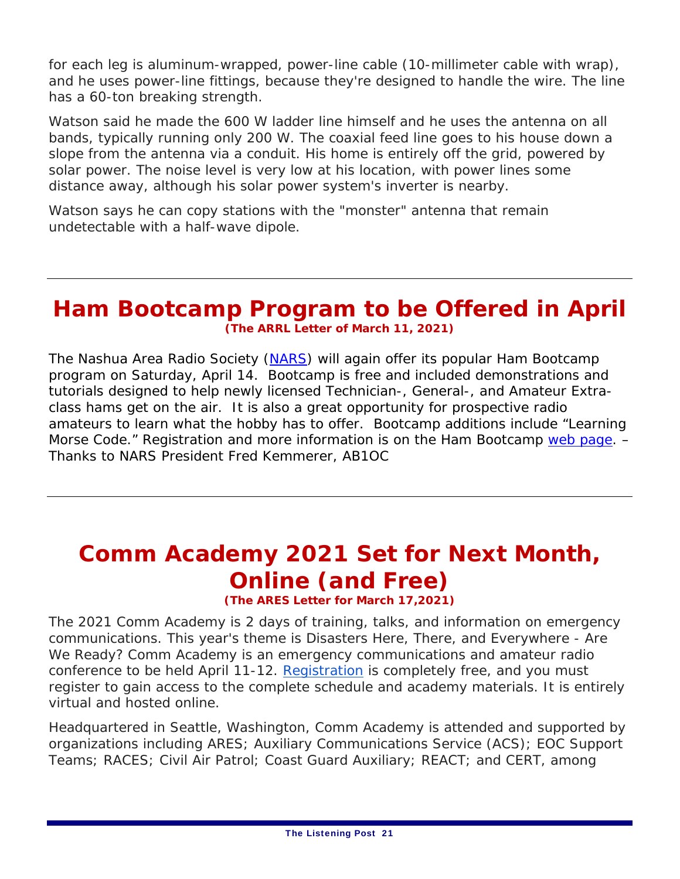for each leg is aluminum-wrapped, power-line cable (10-millimeter cable with wrap), and he uses power-line fittings, because they're designed to handle the wire. The line has a 60-ton breaking strength.

Watson said he made the 600 W ladder line himself and he uses the antenna on all bands, typically running only 200 W. The coaxial feed line goes to his house down a slope from the antenna via a conduit. His home is entirely off the grid, powered by solar power. The noise level is very low at his location, with power lines some distance away, although his solar power system's inverter is nearby.

Watson says he can copy stations with the "monster" antenna that remain undetectable with a half-wave dipole.

---

## Ham Bootcamp Program to be Offered in April

***(The ARRL Letter of March 11, 2021)***

The Nashua Area Radio Society (NARS) will again offer its popular Ham Bootcamp program on Saturday, April 14. Bootcamp is free and included demonstrations and tutorials designed to help newly licensed Technician-, General-, and Amateur Extra-class hams get on the air. It is also a great opportunity for prospective radio amateurs to learn what the hobby has to offer. Bootcamp additions include "Learning Morse Code." Registration and more information is on the Ham Bootcamp web page. – Thanks to NARS President Fred Kemmerer, AB1OC

---

## Comm Academy 2021 Set for Next Month, Online (and Free)

***(The ARES Letter for March 17,2021)***

The 2021 Comm Academy is 2 days of training, talks, and information on emergency communications. This year's theme is Disasters Here, There, and Everywhere - Are We Ready? Comm Academy is an emergency communications and amateur radio conference to be held April 11-12. Registration is completely free, and you must register to gain access to the complete schedule and academy materials. It is entirely virtual and hosted online.

Headquartered in Seattle, Washington, Comm Academy is attended and supported by organizations including ARES; Auxiliary Communications Service (ACS); EOC Support Teams; RACES; Civil Air Patrol; Coast Guard Auxiliary; REACT; and CERT, among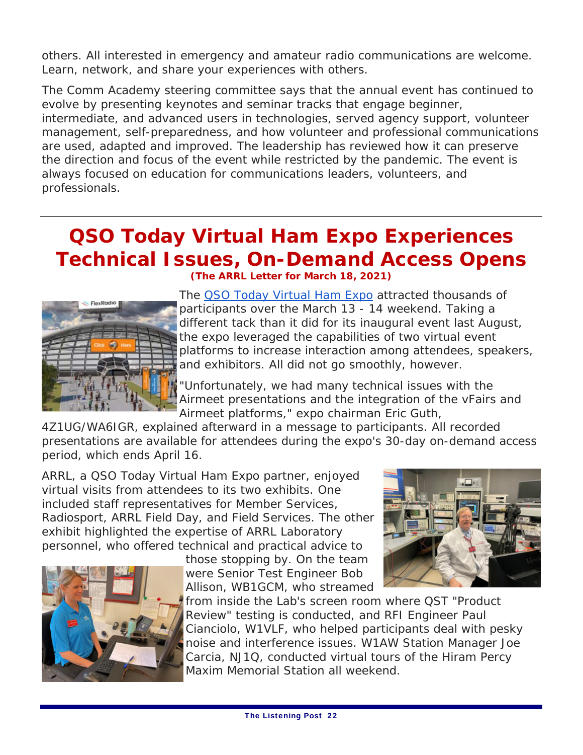others. All interested in emergency and amateur radio communications are welcome. Learn, network, and share your experiences with others.

The Comm Academy steering committee says that the annual event has continued to evolve by presenting keynotes and seminar tracks that engage beginner, intermediate, and advanced users in technologies, served agency support, volunteer management, self-preparedness, and how volunteer and professional communications are used, adapted and improved. The leadership has reviewed how it can preserve the direction and focus of the event while restricted by the pandemic. The event is always focused on education for communications leaders, volunteers, and professionals.

# QSO Today Virtual Ham Expo Experiences Technical Issues, On-Demand Access Opens

**(The ARRL Letter for March 18, 2021)**

The [QSO Today Virtual Ham Expo](QSO Today Virtual Ham Expo) attracted thousands of participants over the March 13 - 14 weekend. Taking a different tack than it did for its inaugural event last August, the expo leveraged the capabilities of two virtual event platforms to increase interaction among attendees, speakers, and exhibitors. All did not go smoothly, however.

"Unfortunately, we had many technical issues with the Airmeet presentations and the integration of the vFairs and Airmeet platforms," expo chairman Eric Guth, 4Z1UG/WA6IGR, explained afterward in a message to participants. All recorded presentations are available for attendees during the expo's 30-day on-demand access period, which ends April 16.

ARRL, a QSO Today Virtual Ham Expo partner, enjoyed virtual visits from attendees to its two exhibits. One included staff representatives for Member Services, Radiosport, ARRL Field Day, and Field Services. The other exhibit highlighted the expertise of ARRL Laboratory personnel, who offered technical and practical advice to those stopping by. On the team were Senior Test Engineer Bob Allison, WB1GCM, who streamed from inside the Lab's screen room where QST "Product Review" testing is conducted, and RFI Engineer Paul Cianciolo, W1VLF, who helped participants deal with pesky noise and interference issues. W1AW Station Manager Joe Carcia, NJ1Q, conducted virtual tours of the Hiram Percy Maxim Memorial Station all weekend.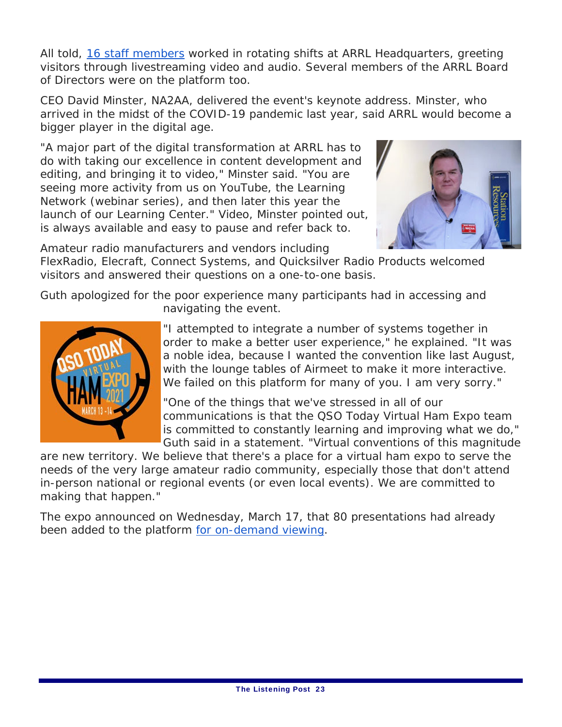All told, [16 staff members] worked in rotating shifts at ARRL Headquarters, greeting visitors through livestreaming video and audio. Several members of the ARRL Board of Directors were on the platform too.

CEO David Minster, NA2AA, delivered the event's keynote address. Minster, who arrived in the midst of the COVID-19 pandemic last year, said ARRL would become a bigger player in the digital age.

"A major part of the digital transformation at ARRL has to do with taking our excellence in content development and editing, and bringing it to video," Minster said. "You are seeing more activity from us on YouTube, the Learning Network (webinar series), and then later this year the launch of our Learning Center." Video, Minster pointed out, is always available and easy to pause and refer back to.

Amateur radio manufacturers and vendors including FlexRadio, Elecraft, Connect Systems, and Quicksilver Radio Products welcomed visitors and answered their questions on a one-to-one basis.

Guth apologized for the poor experience many participants had in accessing and navigating the event.

"I attempted to integrate a number of systems together in order to make a better user experience," he explained. "It was a noble idea, because I wanted the convention like last August, with the lounge tables of Airmeet to make it more interactive. We failed on this platform for many of you. I am very sorry."

"One of the things that we've stressed in all of our communications is that the QSO Today Virtual Ham Expo team is committed to constantly learning and improving what we do," Guth said in a statement. "Virtual conventions of this magnitude are new territory. We believe that there's a place for a virtual ham expo to serve the needs of the very large amateur radio community, especially those that don't attend in-person national or regional events (or even local events). We are committed to making that happen."

The expo announced on Wednesday, March 17, that 80 presentations had already been added to the platform [for on-demand viewing].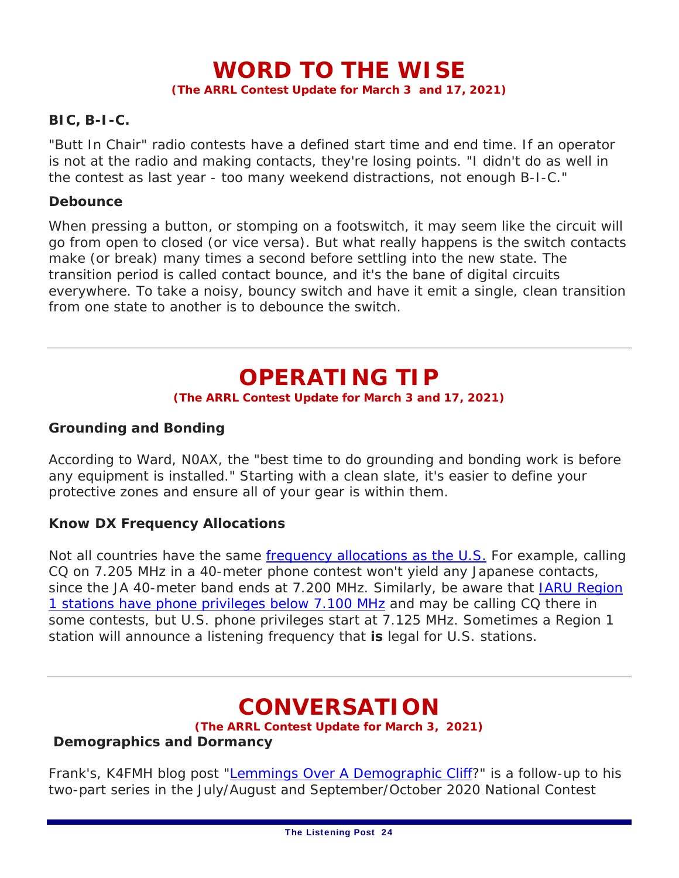# WORD TO THE WISE

**(The ARRL Contest Update for March 3 and 17, 2021)**

### BIC, B-I-C.

"Butt In Chair" radio contests have a defined start time and end time. If an operator is not at the radio and making contacts, they're losing points. "I didn't do as well in the contest as last year - too many weekend distractions, not enough B-I-C."

### Debounce

When pressing a button, or stomping on a footswitch, it may seem like the circuit will go from open to closed (or vice versa). But what really happens is the switch contacts make (or break) many times a second before settling into the new state. The transition period is called contact bounce, and it's the bane of digital circuits everywhere. To take a noisy, bouncy switch and have it emit a single, clean transition from one state to another is to debounce the switch.

---

# OPERATING TIP

**(The ARRL Contest Update for March 3 and 17, 2021)**

### Grounding and Bonding

According to Ward, N0AX, the "best time to do grounding and bonding work is before any equipment is installed." Starting with a clean slate, it's easier to define your protective zones and ensure all of your gear is within them.

### Know DX Frequency Allocations

Not all countries have the same frequency allocations as the U.S. For example, calling CQ on 7.205 MHz in a 40-meter phone contest won't yield any Japanese contacts, since the JA 40-meter band ends at 7.200 MHz. Similarly, be aware that IARU Region 1 stations have phone privileges below 7.100 MHz and may be calling CQ there in some contests, but U.S. phone privileges start at 7.125 MHz. Sometimes a Region 1 station will announce a listening frequency that **is** legal for U.S. stations.

---

# CONVERSATION

**(The ARRL Contest Update for March 3, 2021)**

### Demographics and Dormancy

Frank's, K4FMH blog post "Lemmings Over A Demographic Cliff?" is a follow-up to his two-part series in the July/August and September/October 2020 National Contest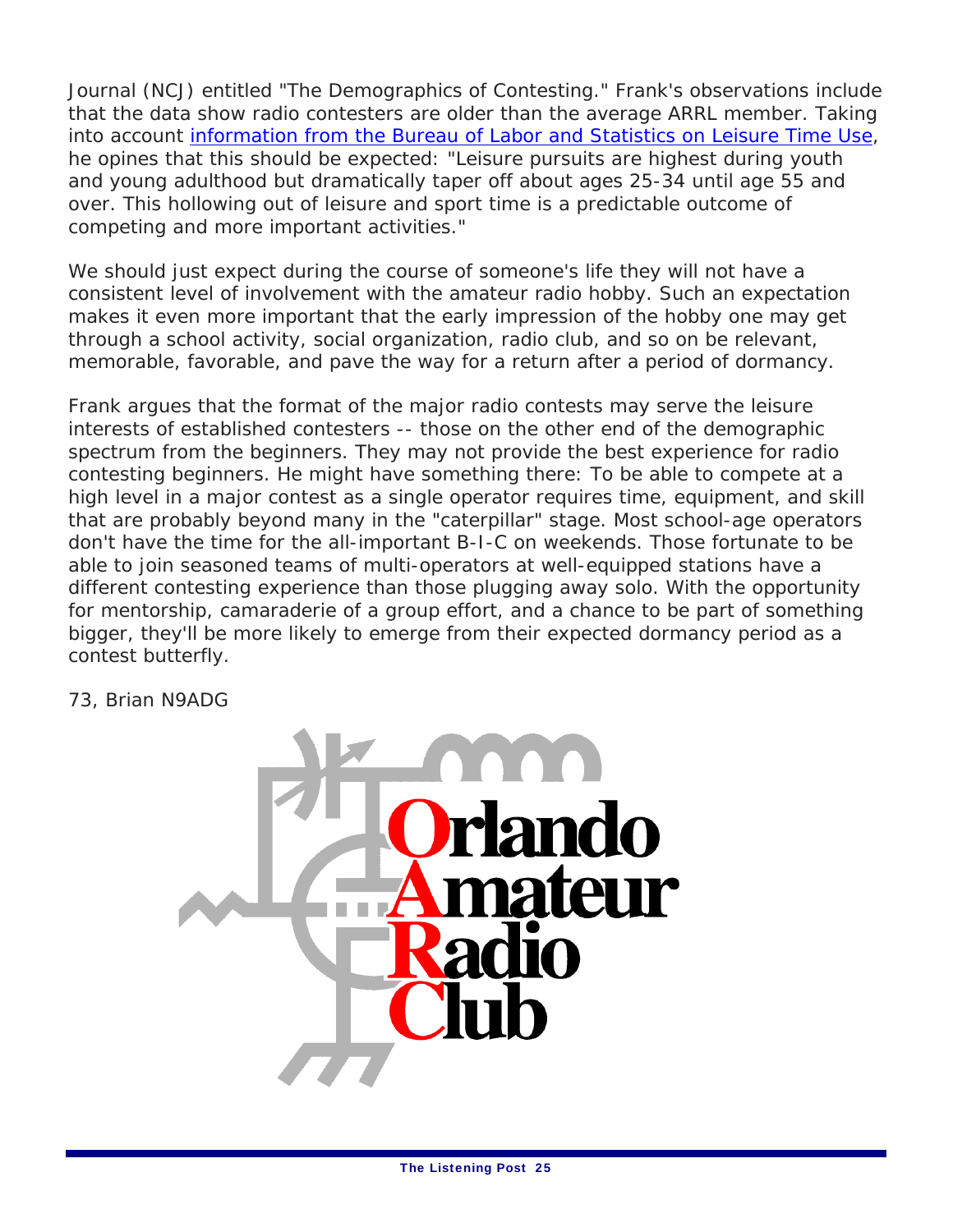Journal (NCJ) entitled "The Demographics of Contesting." Frank's observations include that the data show radio contesters are older than the average ARRL member. Taking into account [information from the Bureau of Labor and Statistics on Leisure Time Use](), he opines that this should be expected: "Leisure pursuits are highest during youth and young adulthood but dramatically taper off about ages 25-34 until age 55 and over. This hollowing out of leisure and sport time is a predictable outcome of competing and more important activities."

We should just expect during the course of someone's life they will not have a consistent level of involvement with the amateur radio hobby. Such an expectation makes it even more important that the early impression of the hobby one may get through a school activity, social organization, radio club, and so on be relevant, memorable, favorable, and pave the way for a return after a period of dormancy.

Frank argues that the format of the major radio contests may serve the leisure interests of established contesters -- those on the other end of the demographic spectrum from the beginners. They may not provide the best experience for radio contesting beginners. He might have something there: To be able to compete at a high level in a major contest as a single operator requires time, equipment, and skill that are probably beyond many in the "caterpillar" stage. Most school-age operators don't have the time for the all-important B-I-C on weekends. Those fortunate to be able to join seasoned teams of multi-operators at well-equipped stations have a different contesting experience than those plugging away solo. With the opportunity for mentorship, camaraderie of a group effort, and a chance to be part of something bigger, they'll be more likely to emerge from their expected dormancy period as a contest butterfly.

73, Brian N9ADG

**O**rlando **A**mateur **R**adio **C**lub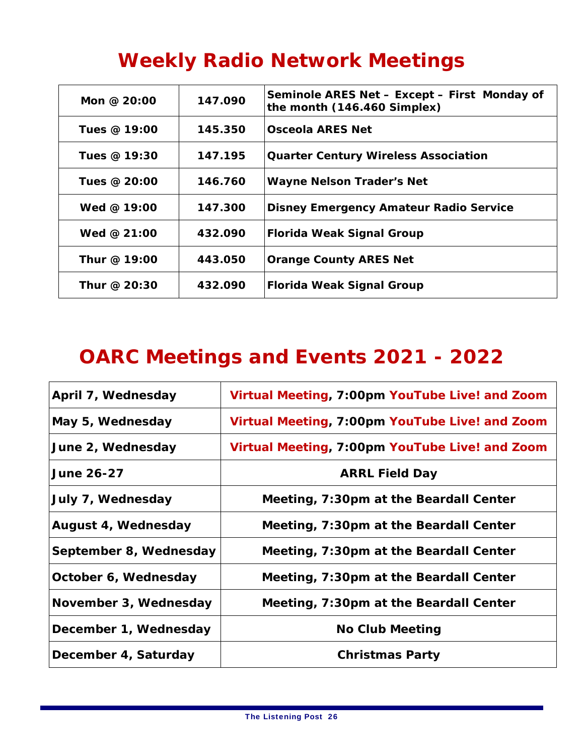# Weekly Radio Network Meetings

| | | |
|---|---|---|
| **Mon @ 20:00** | **147.090** | **Seminole ARES Net – Except – First Monday of the month (146.460 Simplex)** |
| **Tues @ 19:00** | **145.350** | **Osceola ARES Net** |
| **Tues @ 19:30** | **147.195** | **Quarter Century Wireless Association** |
| **Tues @ 20:00** | **146.760** | **Wayne Nelson Trader's Net** |
| **Wed @ 19:00** | **147.300** | **Disney Emergency Amateur Radio Service** |
| **Wed @ 21:00** | **432.090** | **Florida Weak Signal Group** |
| **Thur @ 19:00** | **443.050** | **Orange County ARES Net** |
| **Thur @ 20:30** | **432.090** | **Florida Weak Signal Group** |

# OARC Meetings and Events 2021 - 2022

| | |
|---|---|
| **April 7, Wednesday** | **Virtual Meeting, 7:00pm YouTube Live! and Zoom** |
| **May 5, Wednesday** | **Virtual Meeting, 7:00pm YouTube Live! and Zoom** |
| **June 2, Wednesday** | **Virtual Meeting, 7:00pm YouTube Live! and Zoom** |
| **June 26-27** | **ARRL Field Day** |
| **July 7, Wednesday** | **Meeting, 7:30pm at the Beardall Center** |
| **August 4, Wednesday** | **Meeting, 7:30pm at the Beardall Center** |
| **September 8, Wednesday** | **Meeting, 7:30pm at the Beardall Center** |
| **October 6, Wednesday** | **Meeting, 7:30pm at the Beardall Center** |
| **November 3, Wednesday** | **Meeting, 7:30pm at the Beardall Center** |
| **December 1, Wednesday** | **No Club Meeting** |
| **December 4, Saturday** | **Christmas Party** |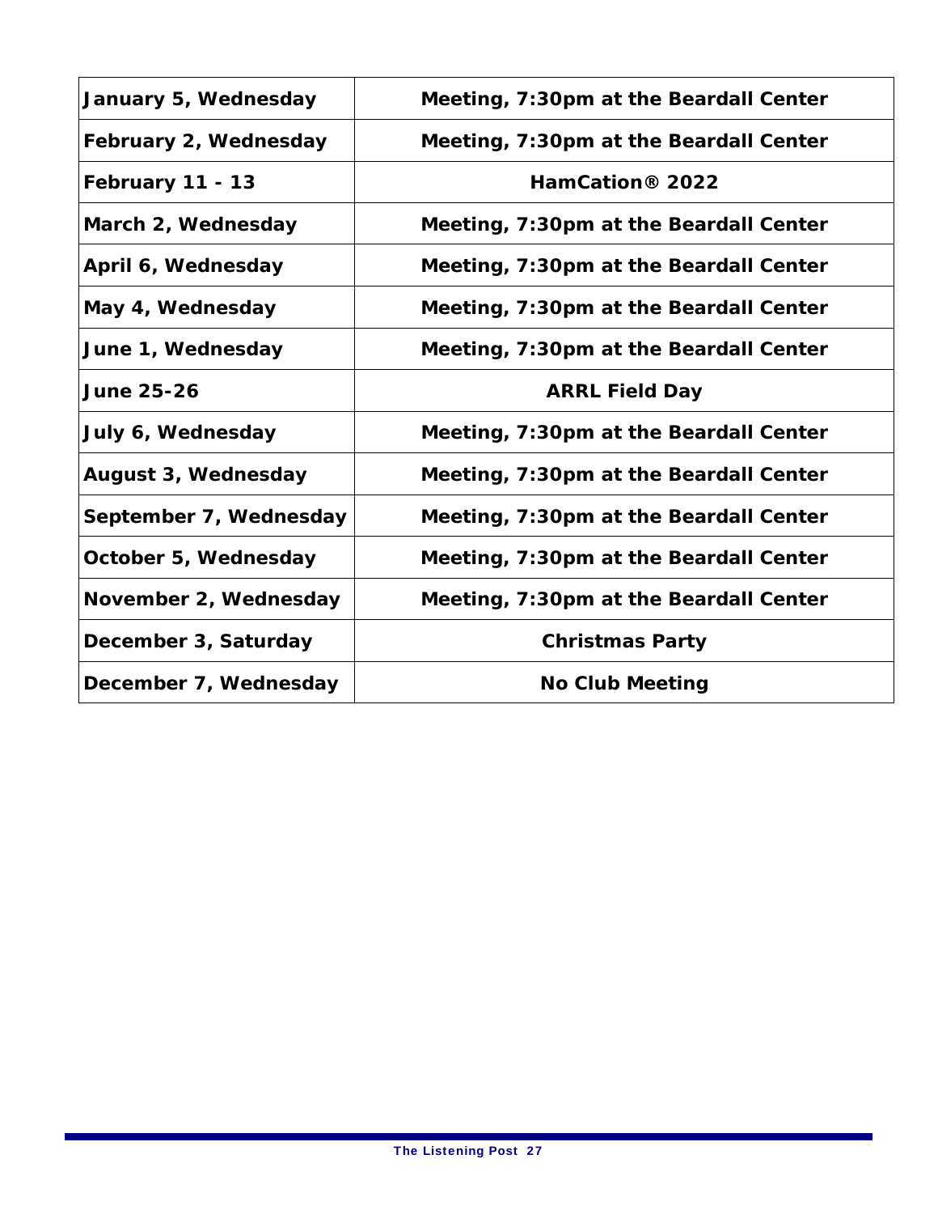| January 5, Wednesday | Meeting, 7:30pm at the Beardall Center |
|---|---|
| February 2, Wednesday | Meeting, 7:30pm at the Beardall Center |
| February 11 - 13 | HamCation® 2022 |
| March 2, Wednesday | Meeting, 7:30pm at the Beardall Center |
| April 6, Wednesday | Meeting, 7:30pm at the Beardall Center |
| May 4, Wednesday | Meeting, 7:30pm at the Beardall Center |
| June 1, Wednesday | Meeting, 7:30pm at the Beardall Center |
| June 25-26 | ARRL Field Day |
| July 6, Wednesday | Meeting, 7:30pm at the Beardall Center |
| August 3, Wednesday | Meeting, 7:30pm at the Beardall Center |
| September 7, Wednesday | Meeting, 7:30pm at the Beardall Center |
| October 5, Wednesday | Meeting, 7:30pm at the Beardall Center |
| November 2, Wednesday | Meeting, 7:30pm at the Beardall Center |
| December 3, Saturday | Christmas Party |
| December 7, Wednesday | No Club Meeting |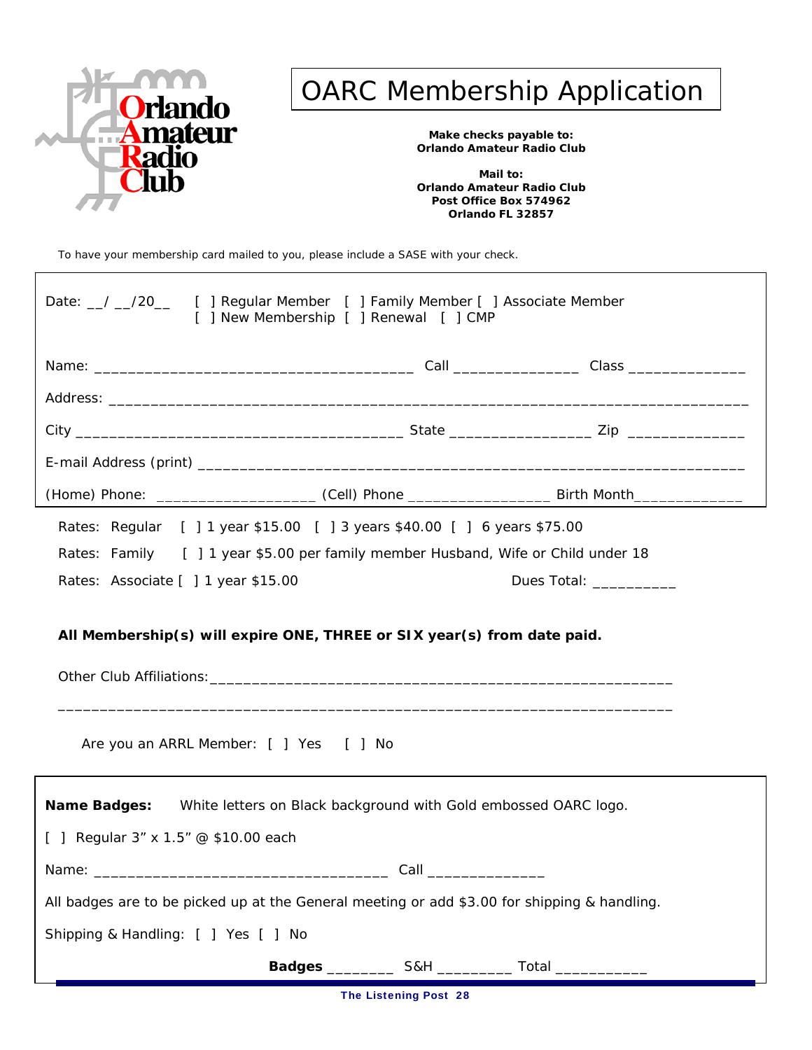Orlando Amateur Radio Club

# OARC Membership Application

**Make checks payable to:**
**Orlando Amateur Radio Club**

**Mail to:**
**Orlando Amateur Radio Club**
**Post Office Box 574962**
**Orlando FL 32857**

To have your membership card mailed to you, please include a SASE with your check.

Date: __/ __/20__ [ ] Regular Member [ ] Family Member [ ] Associate Member
[ ] New Membership [ ] Renewal [ ] CMP

Name: ______________________________________ Call _______________ Class ______________

Address: ___________________________________________________________________________

City _______________________________________ State _________________ Zip ______________

E-mail Address (print) ______________________________________________________________

(Home) Phone: ___________________ (Cell) Phone _________________ Birth Month_____________

Rates: Regular [ ] 1 year $15.00 [ ] 3 years $40.00 [ ] 6 years $75.00

Rates: Family [ ] 1 year $5.00 per family member Husband, Wife or Child under 18

Rates: Associate [ ] 1 year $15.00 Dues Total: __________

**All Membership(s) will expire ONE, THREE or SIX year(s) from date paid.**

Other Club Affiliations:________________________________________________________

________________________________________________________________________________

Are you an ARRL Member: [ ] Yes [ ] No

**Name Badges:** White letters on Black background with Gold embossed OARC logo.

[ ] Regular 3” x 1.5” @ $10.00 each

Name: ___________________________________ Call ______________

All badges are to be picked up at the General meeting or add $3.00 for shipping & handling.

Shipping & Handling: [ ] Yes [ ] No

**Badges** ________ S&H _________ Total ___________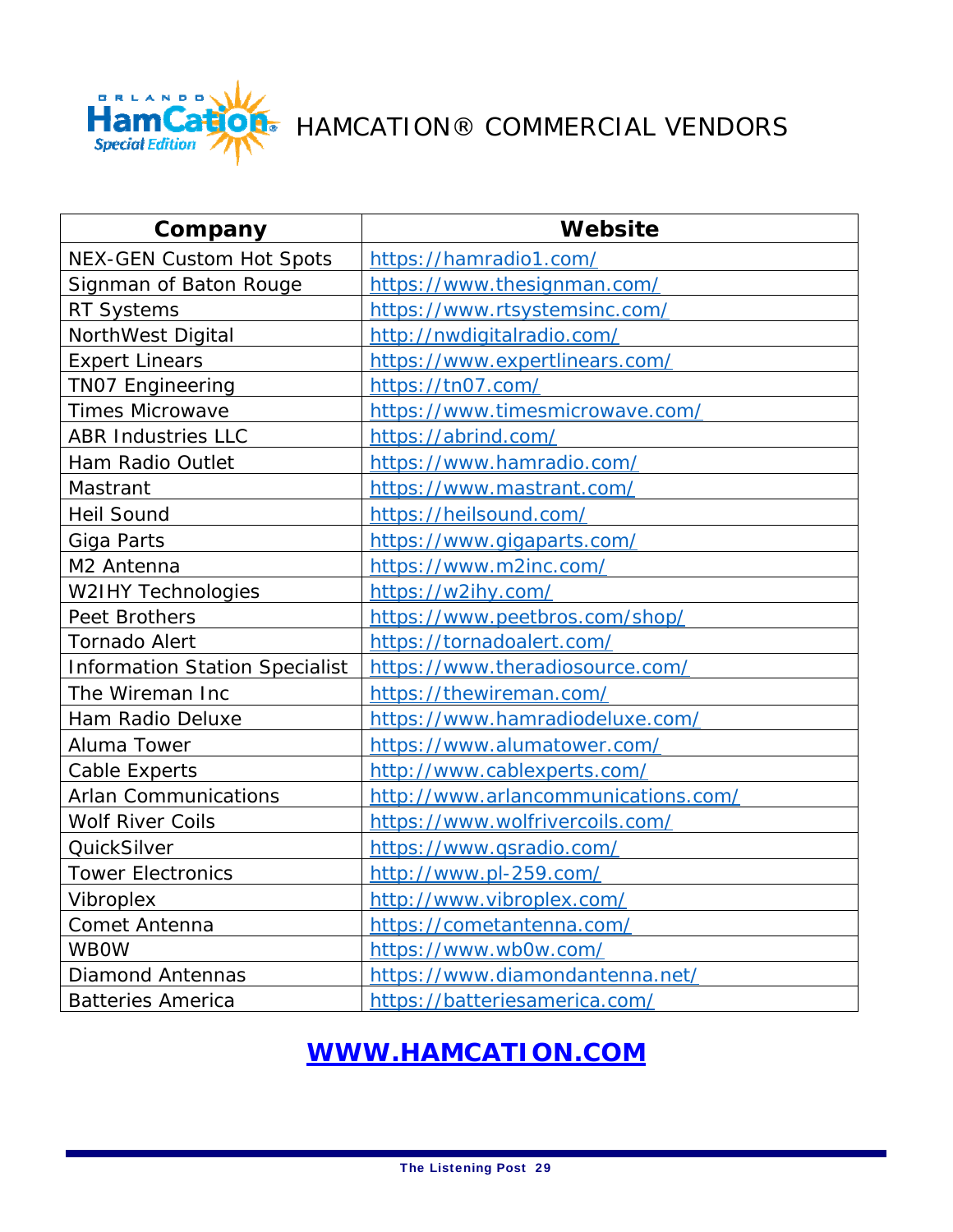# HAMCATION® COMMERCIAL VENDORS

| Company | Website |
|---|---|
| NEX-GEN Custom Hot Spots | https://hamradio1.com/ |
| Signman of Baton Rouge | https://www.thesignman.com/ |
| RT Systems | https://www.rtsystemsinc.com/ |
| NorthWest Digital | http://nwdigitalradio.com/ |
| Expert Linears | https://www.expertlinears.com/ |
| TN07 Engineering | https://tn07.com/ |
| Times Microwave | https://www.timesmicrowave.com/ |
| ABR Industries LLC | https://abrind.com/ |
| Ham Radio Outlet | https://www.hamradio.com/ |
| Mastrant | https://www.mastrant.com/ |
| Heil Sound | https://heilsound.com/ |
| Giga Parts | https://www.gigaparts.com/ |
| M2 Antenna | https://www.m2inc.com/ |
| W2IHY Technologies | https://w2ihy.com/ |
| Peet Brothers | https://www.peetbros.com/shop/ |
| Tornado Alert | https://tornadoalert.com/ |
| Information Station Specialist | https://www.theradiosource.com/ |
| The Wireman Inc | https://thewireman.com/ |
| Ham Radio Deluxe | https://www.hamradiodeluxe.com/ |
| Aluma Tower | https://www.alumatower.com/ |
| Cable Experts | http://www.cablexperts.com/ |
| Arlan Communications | http://www.arlancommunications.com/ |
| Wolf River Coils | https://www.wolfrivercoils.com/ |
| QuickSilver | https://www.qsradio.com/ |
| Tower Electronics | http://www.pl-259.com/ |
| Vibroplex | http://www.vibroplex.com/ |
| Comet Antenna | https://cometantenna.com/ |
| WB0W | https://www.wb0w.com/ |
| Diamond Antennas | https://www.diamondantenna.net/ |
| Batteries America | https://batteriesamerica.com/ |

**WWW.HAMCATION.COM**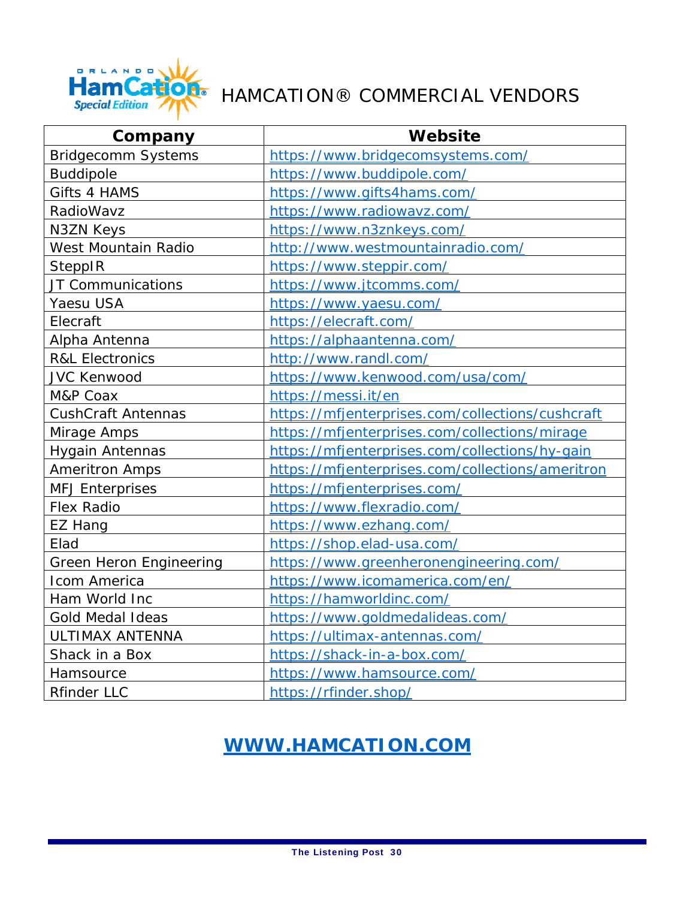# HAMCATION® COMMERCIAL VENDORS

| Company | Website |
|---|---|
| Bridgecomm Systems | https://www.bridgecomsystems.com/ |
| Buddipole | https://www.buddipole.com/ |
| Gifts 4 HAMS | https://www.gifts4hams.com/ |
| RadioWavz | https://www.radiowavz.com/ |
| N3ZN Keys | https://www.n3znkeys.com/ |
| West Mountain Radio | http://www.westmountainradio.com/ |
| SteppIR | https://www.steppir.com/ |
| JT Communications | https://www.jtcomms.com/ |
| Yaesu USA | https://www.yaesu.com/ |
| Elecraft | https://elecraft.com/ |
| Alpha Antenna | https://alphaantenna.com/ |
| R&L Electronics | http://www.randl.com/ |
| JVC Kenwood | https://www.kenwood.com/usa/com/ |
| M&P Coax | https://messi.it/en |
| CushCraft Antennas | https://mfjenterprises.com/collections/cushcraft |
| Mirage Amps | https://mfjenterprises.com/collections/mirage |
| Hygain Antennas | https://mfjenterprises.com/collections/hy-gain |
| Ameritron Amps | https://mfjenterprises.com/collections/ameritron |
| MFJ Enterprises | https://mfjenterprises.com/ |
| Flex Radio | https://www.flexradio.com/ |
| EZ Hang | https://www.ezhang.com/ |
| Elad | https://shop.elad-usa.com/ |
| Green Heron Engineering | https://www.greenheronengineering.com/ |
| Icom America | https://www.icomamerica.com/en/ |
| Ham World Inc | https://hamworldinc.com/ |
| Gold Medal Ideas | https://www.goldmedalideas.com/ |
| ULTIMAX ANTENNA | https://ultimax-antennas.com/ |
| Shack in a Box | https://shack-in-a-box.com/ |
| Hamsource | https://www.hamsource.com/ |
| Rfinder LLC | https://rfinder.shop/ |

**WWW.HAMCATION.COM**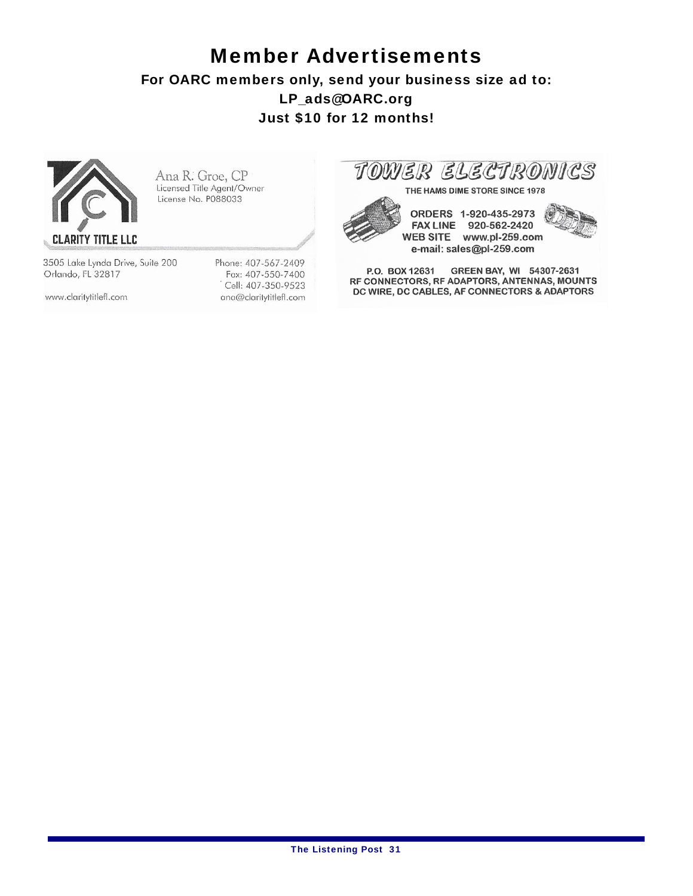# Member Advertisements

**For OARC members only, send your business size ad to:**

**LP_ads@OARC.org**

**Just $10 for 12 months!**

CLARITY TITLE LLC

Ana R. Groe, CP
Licensed Title Agent/Owner
License No. P088033

3505 Lake Lynda Drive, Suite 200
Orlando, FL 32817

www.claritytitlefl.com

Phone: 407-567-2409
Fax: 407-550-7400
Cell: 407-350-9523
ana@claritytitlefl.com

TOWER ELECTRONICS

THE HAMS DIME STORE SINCE 1978

ORDERS 1-920-435-2973
FAX LINE 920-562-2420
WEB SITE www.pl-259.com
e-mail: sales@pl-259.com

P.O. BOX 12631 GREEN BAY, WI 54307-2631
RF CONNECTORS, RF ADAPTORS, ANTENNAS, MOUNTS
DC WIRE, DC CABLES, AF CONNECTORS & ADAPTORS